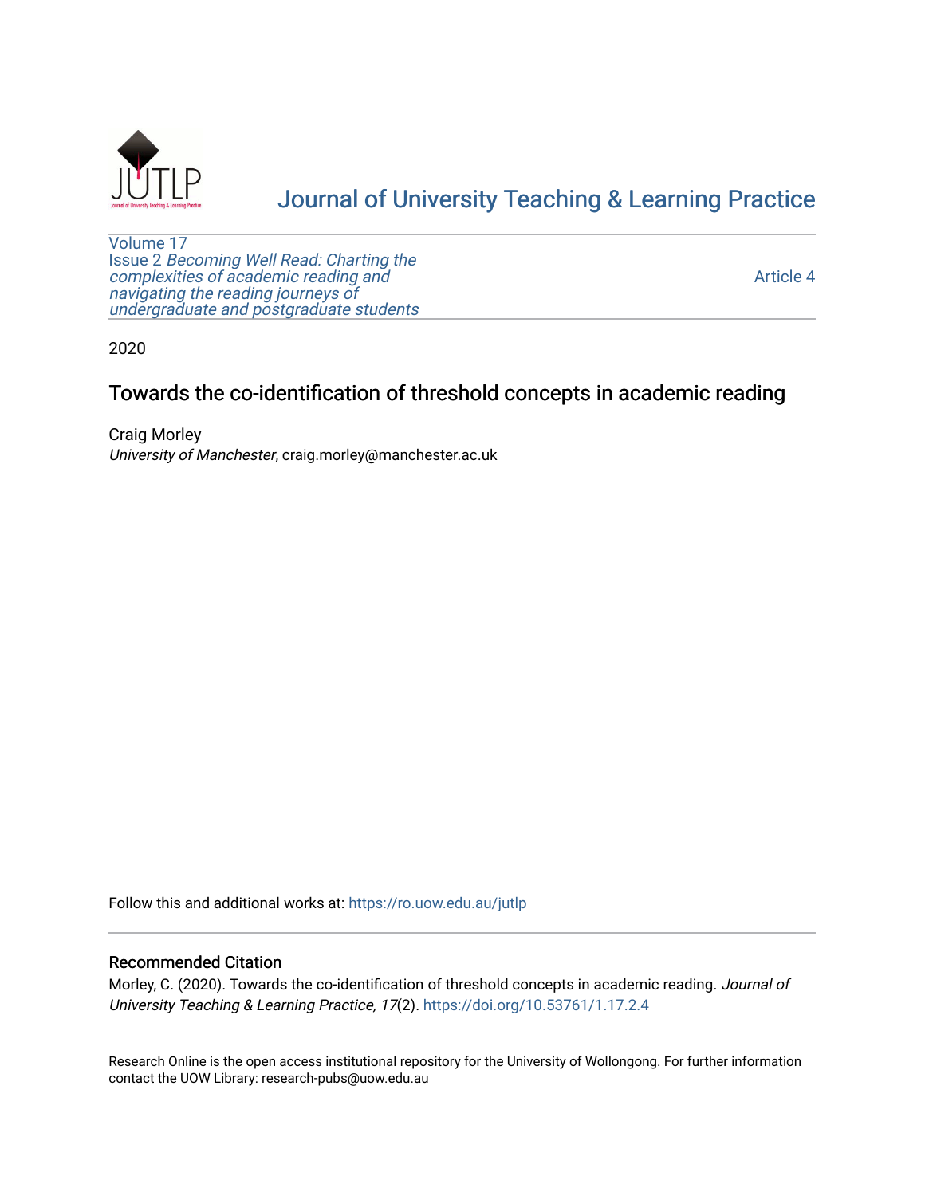Journal of University Teaching & Learning Practice

Volume 17
Issue 2 *Becoming Well Read: Charting the complexities of academic reading and navigating the reading journeys of undergraduate and postgraduate students*

Article 4

2020

# Towards the co-identification of threshold concepts in academic reading

Craig Morley
*University of Manchester*, craig.morley@manchester.ac.uk

Follow this and additional works at: https://ro.uow.edu.au/jutlp

## Recommended Citation

Morley, C. (2020). Towards the co-identification of threshold concepts in academic reading. *Journal of University Teaching & Learning Practice, 17*(2). https://doi.org/10.53761/1.17.2.4

Research Online is the open access institutional repository for the University of Wollongong. For further information contact the UOW Library: research-pubs@uow.edu.au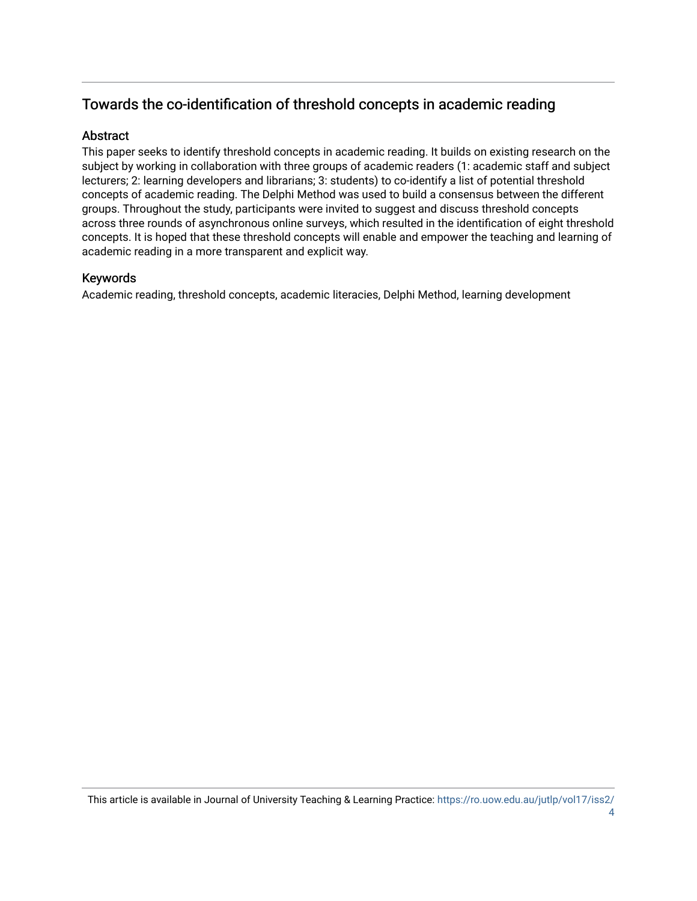## Towards the co-identification of threshold concepts in academic reading

### Abstract

This paper seeks to identify threshold concepts in academic reading. It builds on existing research on the subject by working in collaboration with three groups of academic readers (1: academic staff and subject lecturers; 2: learning developers and librarians; 3: students) to co-identify a list of potential threshold concepts of academic reading. The Delphi Method was used to build a consensus between the different groups. Throughout the study, participants were invited to suggest and discuss threshold concepts across three rounds of asynchronous online surveys, which resulted in the identification of eight threshold concepts. It is hoped that these threshold concepts will enable and empower the teaching and learning of academic reading in a more transparent and explicit way.

### Keywords

Academic reading, threshold concepts, academic literacies, Delphi Method, learning development

This article is available in Journal of University Teaching & Learning Practice: https://ro.uow.edu.au/jutlp/vol17/iss2/4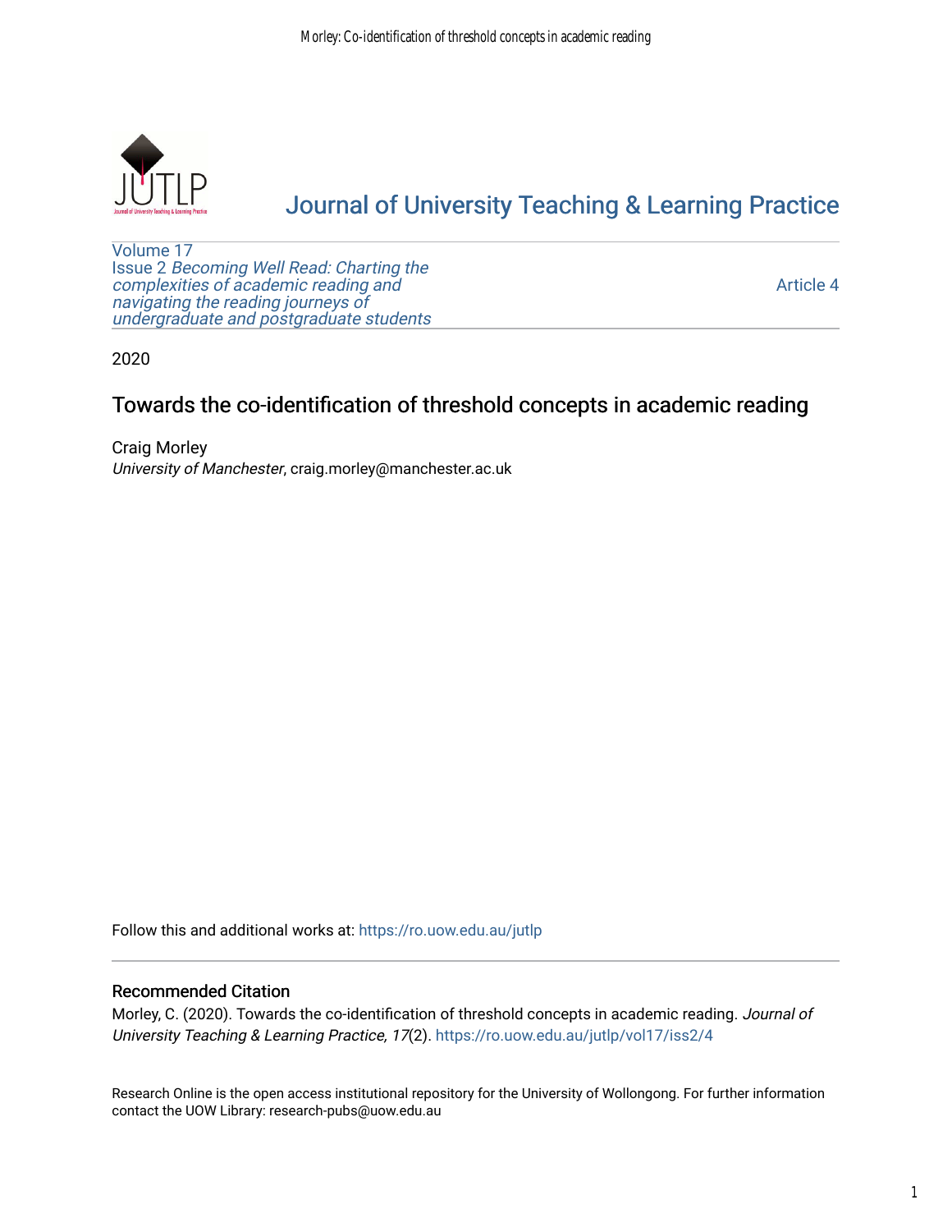Journal of University Teaching & Learning Practice

Volume 17
Issue 2 *Becoming Well Read: Charting the complexities of academic reading and navigating the reading journeys of undergraduate and postgraduate students*

Article 4

2020

# Towards the co-identification of threshold concepts in academic reading

Craig Morley
*University of Manchester*, craig.morley@manchester.ac.uk

Follow this and additional works at: https://ro.uow.edu.au/jutlp

## Recommended Citation

Morley, C. (2020). Towards the co-identification of threshold concepts in academic reading. *Journal of University Teaching & Learning Practice, 17*(2). https://ro.uow.edu.au/jutlp/vol17/iss2/4

Research Online is the open access institutional repository for the University of Wollongong. For further information contact the UOW Library: research-pubs@uow.edu.au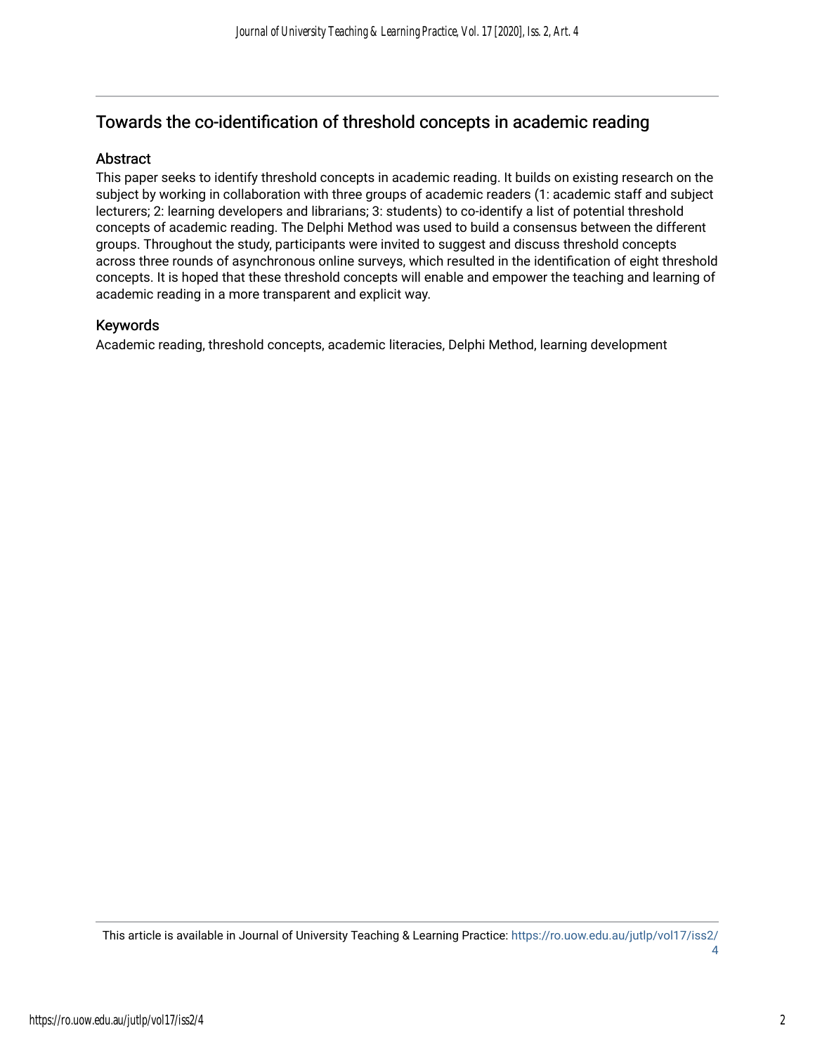## Towards the co-identification of threshold concepts in academic reading

### Abstract

This paper seeks to identify threshold concepts in academic reading. It builds on existing research on the subject by working in collaboration with three groups of academic readers (1: academic staff and subject lecturers; 2: learning developers and librarians; 3: students) to co-identify a list of potential threshold concepts of academic reading. The Delphi Method was used to build a consensus between the different groups. Throughout the study, participants were invited to suggest and discuss threshold concepts across three rounds of asynchronous online surveys, which resulted in the identification of eight threshold concepts. It is hoped that these threshold concepts will enable and empower the teaching and learning of academic reading in a more transparent and explicit way.

### Keywords

Academic reading, threshold concepts, academic literacies, Delphi Method, learning development

This article is available in Journal of University Teaching & Learning Practice: https://ro.uow.edu.au/jutlp/vol17/iss2/4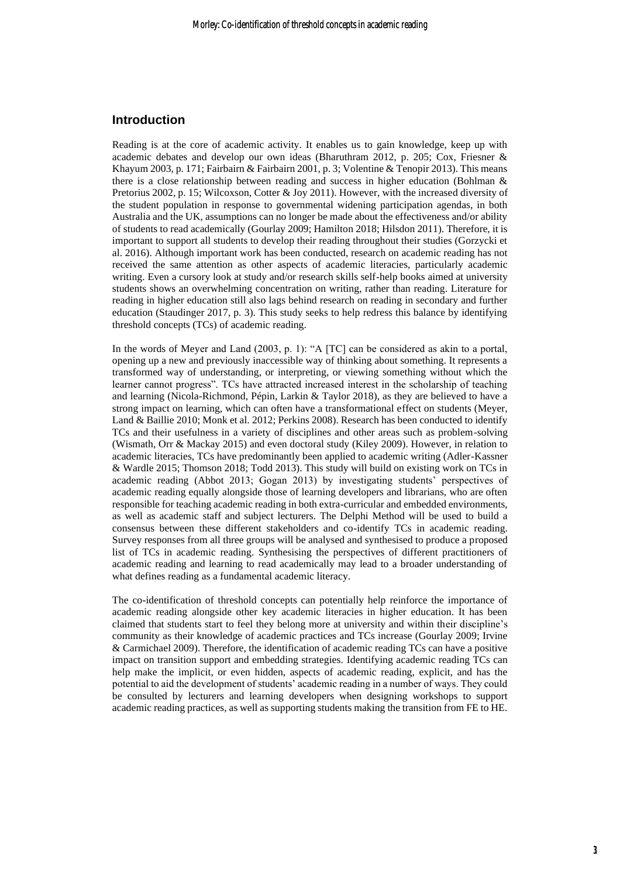## Introduction

Reading is at the core of academic activity. It enables us to gain knowledge, keep up with academic debates and develop our own ideas (Bharuthram 2012, p. 205; Cox, Friesner & Khayum 2003, p. 171; Fairbairn & Fairbairn 2001, p. 3; Volentine & Tenopir 2013). This means there is a close relationship between reading and success in higher education (Bohlman & Pretorius 2002, p. 15; Wilcoxson, Cotter & Joy 2011). However, with the increased diversity of the student population in response to governmental widening participation agendas, in both Australia and the UK, assumptions can no longer be made about the effectiveness and/or ability of students to read academically (Gourlay 2009; Hamilton 2018; Hilsdon 2011). Therefore, it is important to support all students to develop their reading throughout their studies (Gorzycki et al. 2016). Although important work has been conducted, research on academic reading has not received the same attention as other aspects of academic literacies, particularly academic writing. Even a cursory look at study and/or research skills self-help books aimed at university students shows an overwhelming concentration on writing, rather than reading. Literature for reading in higher education still lags behind research on reading in secondary and further education (Staudinger 2017, p. 3). This study seeks to help redress this balance by identifying threshold concepts (TCs) of academic reading.

In the words of Meyer and Land (2003, p. 1): "A [TC] can be considered as akin to a portal, opening up a new and previously inaccessible way of thinking about something. It represents a transformed way of understanding, or interpreting, or viewing something without which the learner cannot progress". TCs have attracted increased interest in the scholarship of teaching and learning (Nicola-Richmond, Pépin, Larkin & Taylor 2018), as they are believed to have a strong impact on learning, which can often have a transformational effect on students (Meyer, Land & Baillie 2010; Monk et al. 2012; Perkins 2008). Research has been conducted to identify TCs and their usefulness in a variety of disciplines and other areas such as problem-solving (Wismath, Orr & Mackay 2015) and even doctoral study (Kiley 2009). However, in relation to academic literacies, TCs have predominantly been applied to academic writing (Adler-Kassner & Wardle 2015; Thomson 2018; Todd 2013). This study will build on existing work on TCs in academic reading (Abbot 2013; Gogan 2013) by investigating students' perspectives of academic reading equally alongside those of learning developers and librarians, who are often responsible for teaching academic reading in both extra-curricular and embedded environments, as well as academic staff and subject lecturers. The Delphi Method will be used to build a consensus between these different stakeholders and co-identify TCs in academic reading. Survey responses from all three groups will be analysed and synthesised to produce a proposed list of TCs in academic reading. Synthesising the perspectives of different practitioners of academic reading and learning to read academically may lead to a broader understanding of what defines reading as a fundamental academic literacy.

The co-identification of threshold concepts can potentially help reinforce the importance of academic reading alongside other key academic literacies in higher education. It has been claimed that students start to feel they belong more at university and within their discipline's community as their knowledge of academic practices and TCs increase (Gourlay 2009; Irvine & Carmichael 2009). Therefore, the identification of academic reading TCs can have a positive impact on transition support and embedding strategies. Identifying academic reading TCs can help make the implicit, or even hidden, aspects of academic reading, explicit, and has the potential to aid the development of students' academic reading in a number of ways. They could be consulted by lecturers and learning developers when designing workshops to support academic reading practices, as well as supporting students making the transition from FE to HE.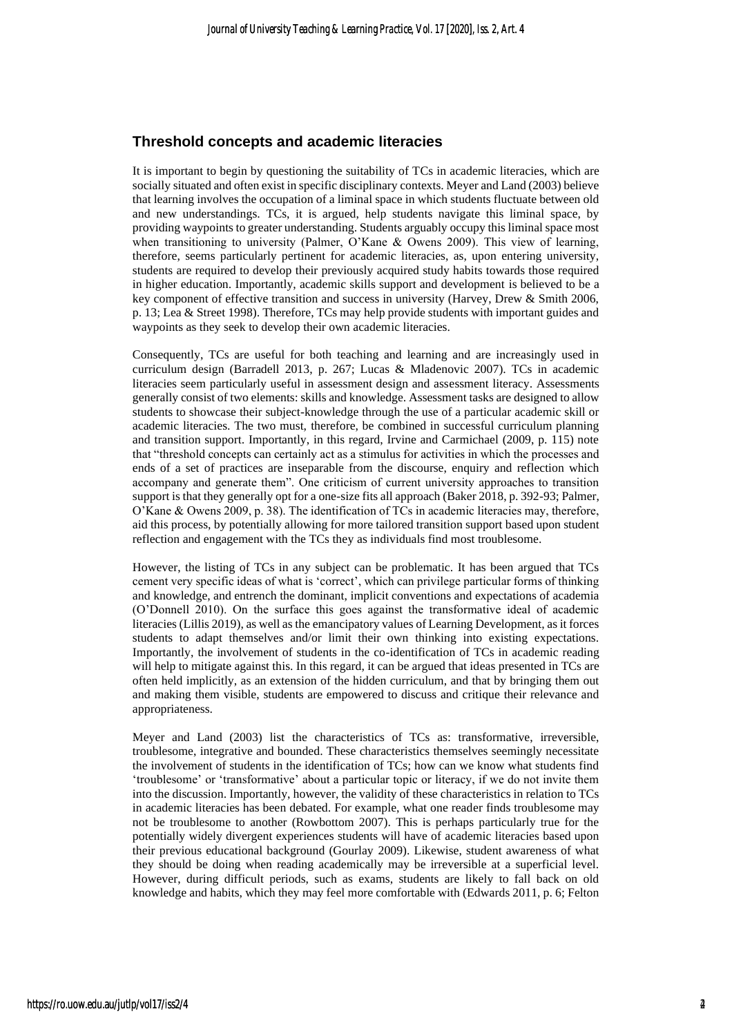## Threshold concepts and academic literacies

It is important to begin by questioning the suitability of TCs in academic literacies, which are socially situated and often exist in specific disciplinary contexts. Meyer and Land (2003) believe that learning involves the occupation of a liminal space in which students fluctuate between old and new understandings. TCs, it is argued, help students navigate this liminal space, by providing waypoints to greater understanding. Students arguably occupy this liminal space most when transitioning to university (Palmer, O'Kane & Owens 2009). This view of learning, therefore, seems particularly pertinent for academic literacies, as, upon entering university, students are required to develop their previously acquired study habits towards those required in higher education. Importantly, academic skills support and development is believed to be a key component of effective transition and success in university (Harvey, Drew & Smith 2006, p. 13; Lea & Street 1998). Therefore, TCs may help provide students with important guides and waypoints as they seek to develop their own academic literacies.

Consequently, TCs are useful for both teaching and learning and are increasingly used in curriculum design (Barradell 2013, p. 267; Lucas & Mladenovic 2007). TCs in academic literacies seem particularly useful in assessment design and assessment literacy. Assessments generally consist of two elements: skills and knowledge. Assessment tasks are designed to allow students to showcase their subject-knowledge through the use of a particular academic skill or academic literacies. The two must, therefore, be combined in successful curriculum planning and transition support. Importantly, in this regard, Irvine and Carmichael (2009, p. 115) note that "threshold concepts can certainly act as a stimulus for activities in which the processes and ends of a set of practices are inseparable from the discourse, enquiry and reflection which accompany and generate them". One criticism of current university approaches to transition support is that they generally opt for a one-size fits all approach (Baker 2018, p. 392-93; Palmer, O'Kane & Owens 2009, p. 38). The identification of TCs in academic literacies may, therefore, aid this process, by potentially allowing for more tailored transition support based upon student reflection and engagement with the TCs they as individuals find most troublesome.

However, the listing of TCs in any subject can be problematic. It has been argued that TCs cement very specific ideas of what is 'correct', which can privilege particular forms of thinking and knowledge, and entrench the dominant, implicit conventions and expectations of academia (O'Donnell 2010). On the surface this goes against the transformative ideal of academic literacies (Lillis 2019), as well as the emancipatory values of Learning Development, as it forces students to adapt themselves and/or limit their own thinking into existing expectations. Importantly, the involvement of students in the co-identification of TCs in academic reading will help to mitigate against this. In this regard, it can be argued that ideas presented in TCs are often held implicitly, as an extension of the hidden curriculum, and that by bringing them out and making them visible, students are empowered to discuss and critique their relevance and appropriateness.

Meyer and Land (2003) list the characteristics of TCs as: transformative, irreversible, troublesome, integrative and bounded. These characteristics themselves seemingly necessitate the involvement of students in the identification of TCs; how can we know what students find 'troublesome' or 'transformative' about a particular topic or literacy, if we do not invite them into the discussion. Importantly, however, the validity of these characteristics in relation to TCs in academic literacies has been debated. For example, what one reader finds troublesome may not be troublesome to another (Rowbottom 2007). This is perhaps particularly true for the potentially widely divergent experiences students will have of academic literacies based upon their previous educational background (Gourlay 2009). Likewise, student awareness of what they should be doing when reading academically may be irreversible at a superficial level. However, during difficult periods, such as exams, students are likely to fall back on old knowledge and habits, which they may feel more comfortable with (Edwards 2011, p. 6; Felton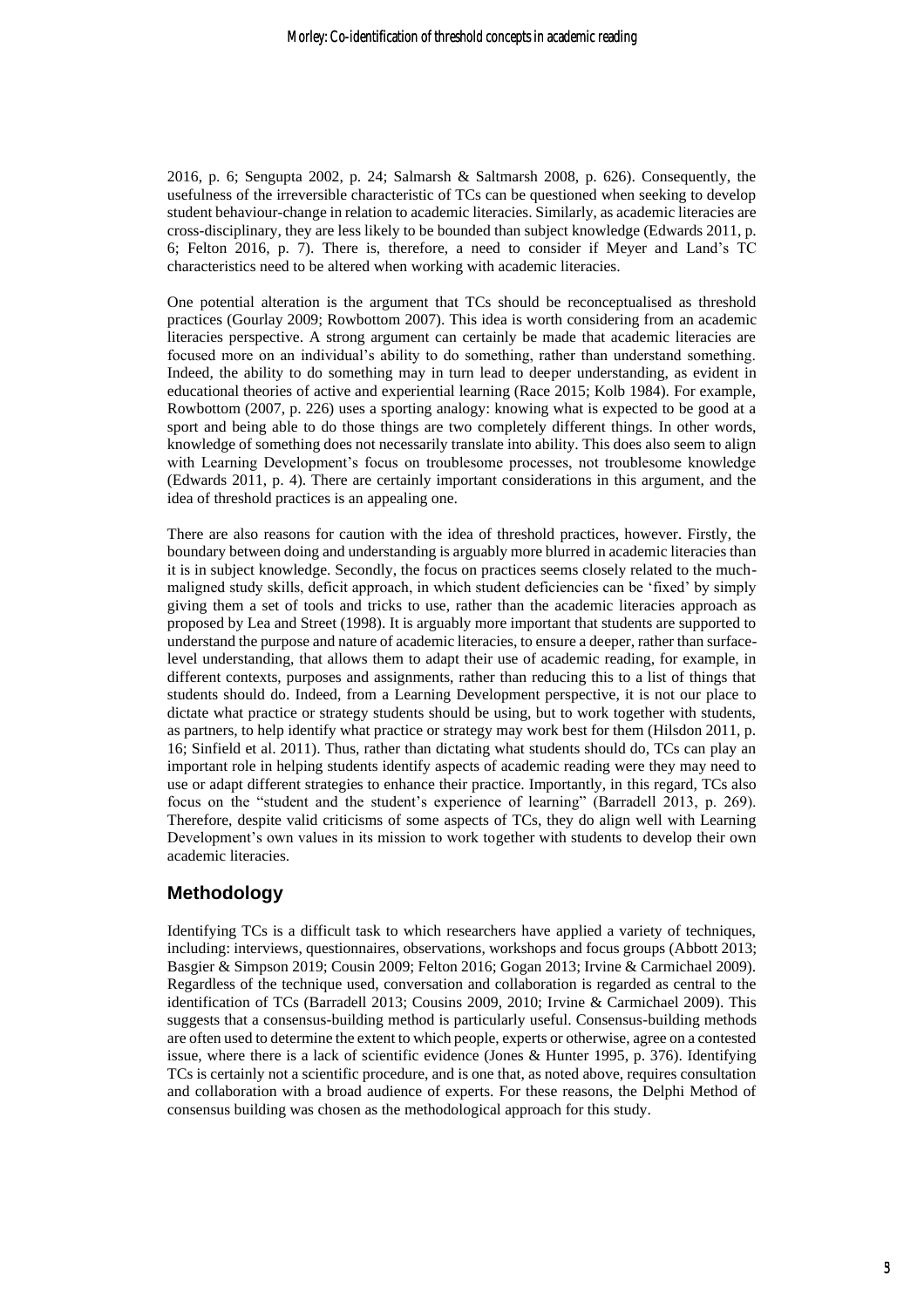2016, p. 6; Sengupta 2002, p. 24; Salmarsh & Saltmarsh 2008, p. 626). Consequently, the usefulness of the irreversible characteristic of TCs can be questioned when seeking to develop student behaviour-change in relation to academic literacies. Similarly, as academic literacies are cross-disciplinary, they are less likely to be bounded than subject knowledge (Edwards 2011, p. 6; Felton 2016, p. 7). There is, therefore, a need to consider if Meyer and Land's TC characteristics need to be altered when working with academic literacies.

One potential alteration is the argument that TCs should be reconceptualised as threshold practices (Gourlay 2009; Rowbottom 2007). This idea is worth considering from an academic literacies perspective. A strong argument can certainly be made that academic literacies are focused more on an individual's ability to do something, rather than understand something. Indeed, the ability to do something may in turn lead to deeper understanding, as evident in educational theories of active and experiential learning (Race 2015; Kolb 1984). For example, Rowbottom (2007, p. 226) uses a sporting analogy: knowing what is expected to be good at a sport and being able to do those things are two completely different things. In other words, knowledge of something does not necessarily translate into ability. This does also seem to align with Learning Development's focus on troublesome processes, not troublesome knowledge (Edwards 2011, p. 4). There are certainly important considerations in this argument, and the idea of threshold practices is an appealing one.

There are also reasons for caution with the idea of threshold practices, however. Firstly, the boundary between doing and understanding is arguably more blurred in academic literacies than it is in subject knowledge. Secondly, the focus on practices seems closely related to the much-maligned study skills, deficit approach, in which student deficiencies can be 'fixed' by simply giving them a set of tools and tricks to use, rather than the academic literacies approach as proposed by Lea and Street (1998). It is arguably more important that students are supported to understand the purpose and nature of academic literacies, to ensure a deeper, rather than surface-level understanding, that allows them to adapt their use of academic reading, for example, in different contexts, purposes and assignments, rather than reducing this to a list of things that students should do. Indeed, from a Learning Development perspective, it is not our place to dictate what practice or strategy students should be using, but to work together with students, as partners, to help identify what practice or strategy may work best for them (Hilsdon 2011, p. 16; Sinfield et al. 2011). Thus, rather than dictating what students should do, TCs can play an important role in helping students identify aspects of academic reading were they may need to use or adapt different strategies to enhance their practice. Importantly, in this regard, TCs also focus on the "student and the student's experience of learning" (Barradell 2013, p. 269). Therefore, despite valid criticisms of some aspects of TCs, they do align well with Learning Development's own values in its mission to work together with students to develop their own academic literacies.

## Methodology

Identifying TCs is a difficult task to which researchers have applied a variety of techniques, including: interviews, questionnaires, observations, workshops and focus groups (Abbott 2013; Basgier & Simpson 2019; Cousin 2009; Felton 2016; Gogan 2013; Irvine & Carmichael 2009). Regardless of the technique used, conversation and collaboration is regarded as central to the identification of TCs (Barradell 2013; Cousins 2009, 2010; Irvine & Carmichael 2009). This suggests that a consensus-building method is particularly useful. Consensus-building methods are often used to determine the extent to which people, experts or otherwise, agree on a contested issue, where there is a lack of scientific evidence (Jones & Hunter 1995, p. 376). Identifying TCs is certainly not a scientific procedure, and is one that, as noted above, requires consultation and collaboration with a broad audience of experts. For these reasons, the Delphi Method of consensus building was chosen as the methodological approach for this study.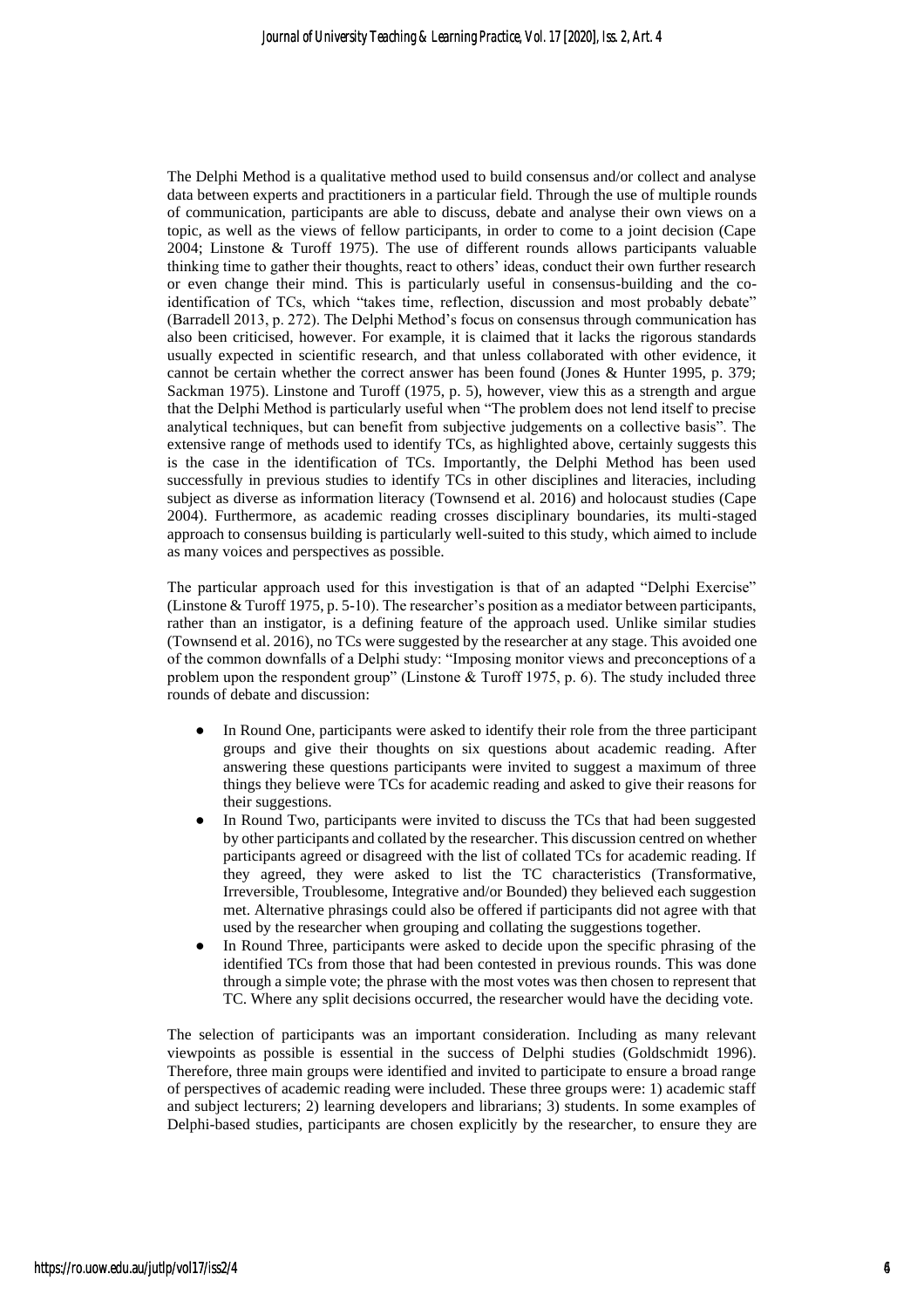The Delphi Method is a qualitative method used to build consensus and/or collect and analyse data between experts and practitioners in a particular field. Through the use of multiple rounds of communication, participants are able to discuss, debate and analyse their own views on a topic, as well as the views of fellow participants, in order to come to a joint decision (Cape 2004; Linstone & Turoff 1975). The use of different rounds allows participants valuable thinking time to gather their thoughts, react to others' ideas, conduct their own further research or even change their mind. This is particularly useful in consensus-building and the co-identification of TCs, which "takes time, reflection, discussion and most probably debate" (Barradell 2013, p. 272). The Delphi Method's focus on consensus through communication has also been criticised, however. For example, it is claimed that it lacks the rigorous standards usually expected in scientific research, and that unless collaborated with other evidence, it cannot be certain whether the correct answer has been found (Jones & Hunter 1995, p. 379; Sackman 1975). Linstone and Turoff (1975, p. 5), however, view this as a strength and argue that the Delphi Method is particularly useful when "The problem does not lend itself to precise analytical techniques, but can benefit from subjective judgements on a collective basis". The extensive range of methods used to identify TCs, as highlighted above, certainly suggests this is the case in the identification of TCs. Importantly, the Delphi Method has been used successfully in previous studies to identify TCs in other disciplines and literacies, including subject as diverse as information literacy (Townsend et al. 2016) and holocaust studies (Cape 2004). Furthermore, as academic reading crosses disciplinary boundaries, its multi-staged approach to consensus building is particularly well-suited to this study, which aimed to include as many voices and perspectives as possible.

The particular approach used for this investigation is that of an adapted "Delphi Exercise" (Linstone & Turoff 1975, p. 5-10). The researcher's position as a mediator between participants, rather than an instigator, is a defining feature of the approach used. Unlike similar studies (Townsend et al. 2016), no TCs were suggested by the researcher at any stage. This avoided one of the common downfalls of a Delphi study: "Imposing monitor views and preconceptions of a problem upon the respondent group" (Linstone & Turoff 1975, p. 6). The study included three rounds of debate and discussion:

- In Round One, participants were asked to identify their role from the three participant groups and give their thoughts on six questions about academic reading. After answering these questions participants were invited to suggest a maximum of three things they believe were TCs for academic reading and asked to give their reasons for their suggestions.
- In Round Two, participants were invited to discuss the TCs that had been suggested by other participants and collated by the researcher. This discussion centred on whether participants agreed or disagreed with the list of collated TCs for academic reading. If they agreed, they were asked to list the TC characteristics (Transformative, Irreversible, Troublesome, Integrative and/or Bounded) they believed each suggestion met. Alternative phrasings could also be offered if participants did not agree with that used by the researcher when grouping and collating the suggestions together.
- In Round Three, participants were asked to decide upon the specific phrasing of the identified TCs from those that had been contested in previous rounds. This was done through a simple vote; the phrase with the most votes was then chosen to represent that TC. Where any split decisions occurred, the researcher would have the deciding vote.

The selection of participants was an important consideration. Including as many relevant viewpoints as possible is essential in the success of Delphi studies (Goldschmidt 1996). Therefore, three main groups were identified and invited to participate to ensure a broad range of perspectives of academic reading were included. These three groups were: 1) academic staff and subject lecturers; 2) learning developers and librarians; 3) students. In some examples of Delphi-based studies, participants are chosen explicitly by the researcher, to ensure they are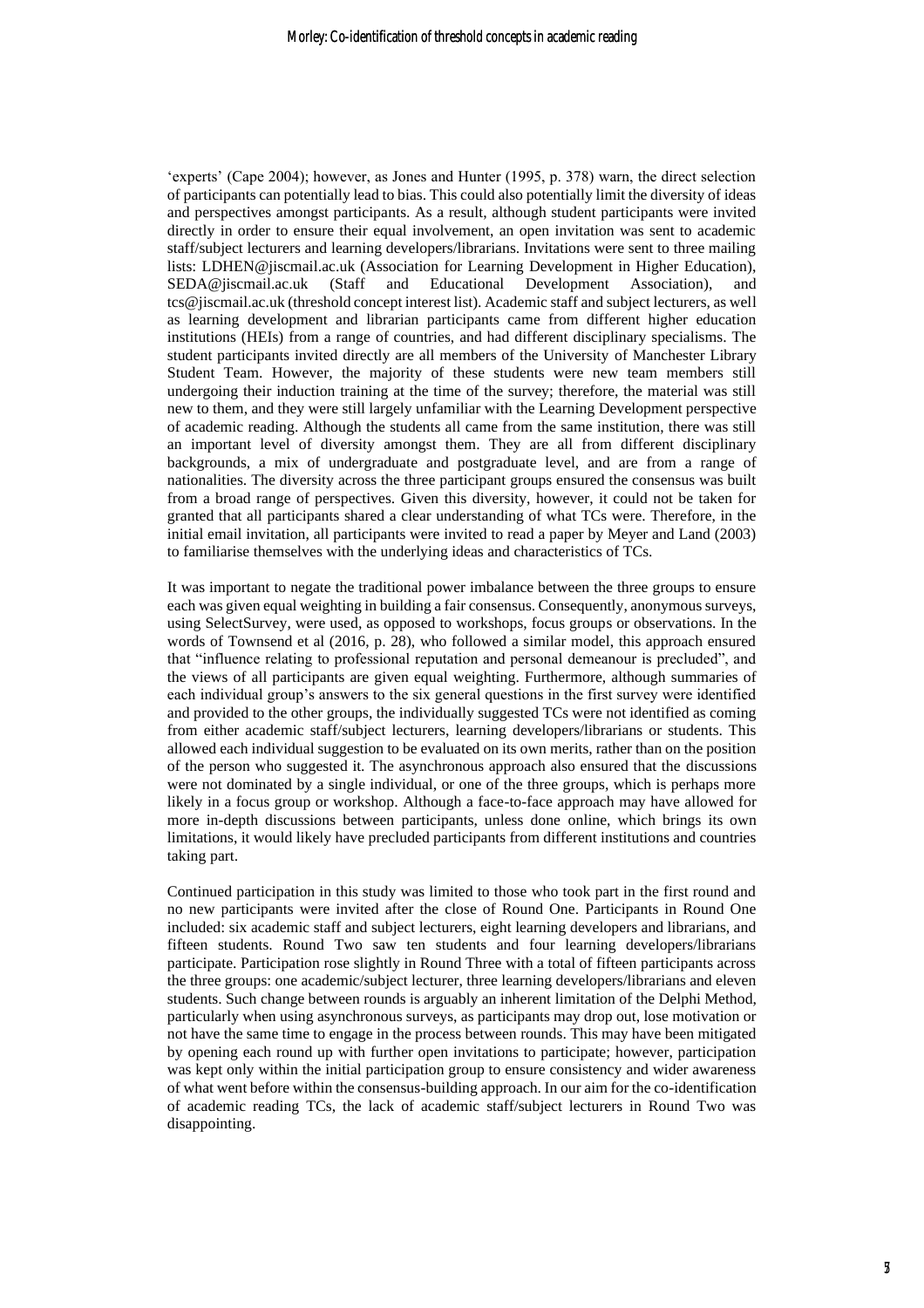'experts' (Cape 2004); however, as Jones and Hunter (1995, p. 378) warn, the direct selection of participants can potentially lead to bias. This could also potentially limit the diversity of ideas and perspectives amongst participants. As a result, although student participants were invited directly in order to ensure their equal involvement, an open invitation was sent to academic staff/subject lecturers and learning developers/librarians. Invitations were sent to three mailing lists: LDHEN@jiscmail.ac.uk (Association for Learning Development in Higher Education), SEDA@jiscmail.ac.uk (Staff and Educational Development Association), and tcs@jiscmail.ac.uk (threshold concept interest list). Academic staff and subject lecturers, as well as learning development and librarian participants came from different higher education institutions (HEIs) from a range of countries, and had different disciplinary specialisms. The student participants invited directly are all members of the University of Manchester Library Student Team. However, the majority of these students were new team members still undergoing their induction training at the time of the survey; therefore, the material was still new to them, and they were still largely unfamiliar with the Learning Development perspective of academic reading. Although the students all came from the same institution, there was still an important level of diversity amongst them. They are all from different disciplinary backgrounds, a mix of undergraduate and postgraduate level, and are from a range of nationalities. The diversity across the three participant groups ensured the consensus was built from a broad range of perspectives. Given this diversity, however, it could not be taken for granted that all participants shared a clear understanding of what TCs were. Therefore, in the initial email invitation, all participants were invited to read a paper by Meyer and Land (2003) to familiarise themselves with the underlying ideas and characteristics of TCs.

It was important to negate the traditional power imbalance between the three groups to ensure each was given equal weighting in building a fair consensus. Consequently, anonymous surveys, using SelectSurvey, were used, as opposed to workshops, focus groups or observations. In the words of Townsend et al (2016, p. 28), who followed a similar model, this approach ensured that "influence relating to professional reputation and personal demeanour is precluded", and the views of all participants are given equal weighting. Furthermore, although summaries of each individual group's answers to the six general questions in the first survey were identified and provided to the other groups, the individually suggested TCs were not identified as coming from either academic staff/subject lecturers, learning developers/librarians or students. This allowed each individual suggestion to be evaluated on its own merits, rather than on the position of the person who suggested it. The asynchronous approach also ensured that the discussions were not dominated by a single individual, or one of the three groups, which is perhaps more likely in a focus group or workshop. Although a face-to-face approach may have allowed for more in-depth discussions between participants, unless done online, which brings its own limitations, it would likely have precluded participants from different institutions and countries taking part.

Continued participation in this study was limited to those who took part in the first round and no new participants were invited after the close of Round One. Participants in Round One included: six academic staff and subject lecturers, eight learning developers and librarians, and fifteen students. Round Two saw ten students and four learning developers/librarians participate. Participation rose slightly in Round Three with a total of fifteen participants across the three groups: one academic/subject lecturer, three learning developers/librarians and eleven students. Such change between rounds is arguably an inherent limitation of the Delphi Method, particularly when using asynchronous surveys, as participants may drop out, lose motivation or not have the same time to engage in the process between rounds. This may have been mitigated by opening each round up with further open invitations to participate; however, participation was kept only within the initial participation group to ensure consistency and wider awareness of what went before within the consensus-building approach. In our aim for the co-identification of academic reading TCs, the lack of academic staff/subject lecturers in Round Two was disappointing.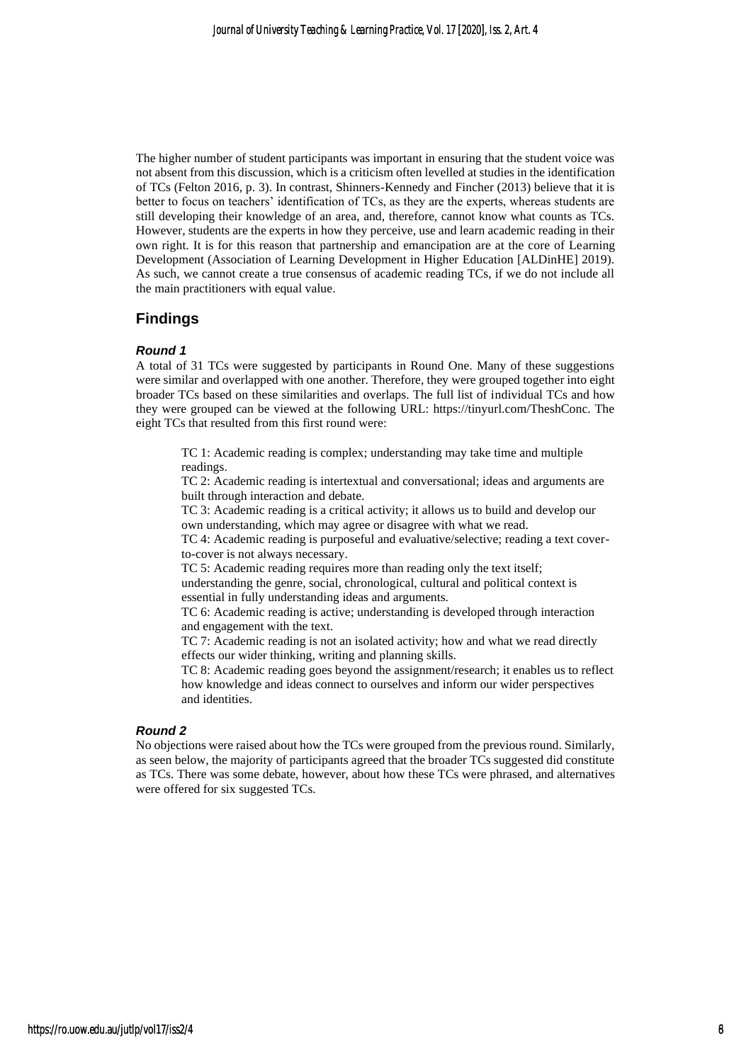The higher number of student participants was important in ensuring that the student voice was not absent from this discussion, which is a criticism often levelled at studies in the identification of TCs (Felton 2016, p. 3). In contrast, Shinners-Kennedy and Fincher (2013) believe that it is better to focus on teachers' identification of TCs, as they are the experts, whereas students are still developing their knowledge of an area, and, therefore, cannot know what counts as TCs. However, students are the experts in how they perceive, use and learn academic reading in their own right. It is for this reason that partnership and emancipation are at the core of Learning Development (Association of Learning Development in Higher Education [ALDinHE] 2019). As such, we cannot create a true consensus of academic reading TCs, if we do not include all the main practitioners with equal value.

## Findings

### *Round 1*

A total of 31 TCs were suggested by participants in Round One. Many of these suggestions were similar and overlapped with one another. Therefore, they were grouped together into eight broader TCs based on these similarities and overlaps. The full list of individual TCs and how they were grouped can be viewed at the following URL: https://tinyurl.com/TheshConc. The eight TCs that resulted from this first round were:

> TC 1: Academic reading is complex; understanding may take time and multiple readings.
>
> TC 2: Academic reading is intertextual and conversational; ideas and arguments are built through interaction and debate.
>
> TC 3: Academic reading is a critical activity; it allows us to build and develop our own understanding, which may agree or disagree with what we read.
>
> TC 4: Academic reading is purposeful and evaluative/selective; reading a text cover-to-cover is not always necessary.
>
> TC 5: Academic reading requires more than reading only the text itself; understanding the genre, social, chronological, cultural and political context is essential in fully understanding ideas and arguments.
>
> TC 6: Academic reading is active; understanding is developed through interaction and engagement with the text.
>
> TC 7: Academic reading is not an isolated activity; how and what we read directly effects our wider thinking, writing and planning skills.
>
> TC 8: Academic reading goes beyond the assignment/research; it enables us to reflect how knowledge and ideas connect to ourselves and inform our wider perspectives and identities.

### *Round 2*

No objections were raised about how the TCs were grouped from the previous round. Similarly, as seen below, the majority of participants agreed that the broader TCs suggested did constitute as TCs. There was some debate, however, about how these TCs were phrased, and alternatives were offered for six suggested TCs.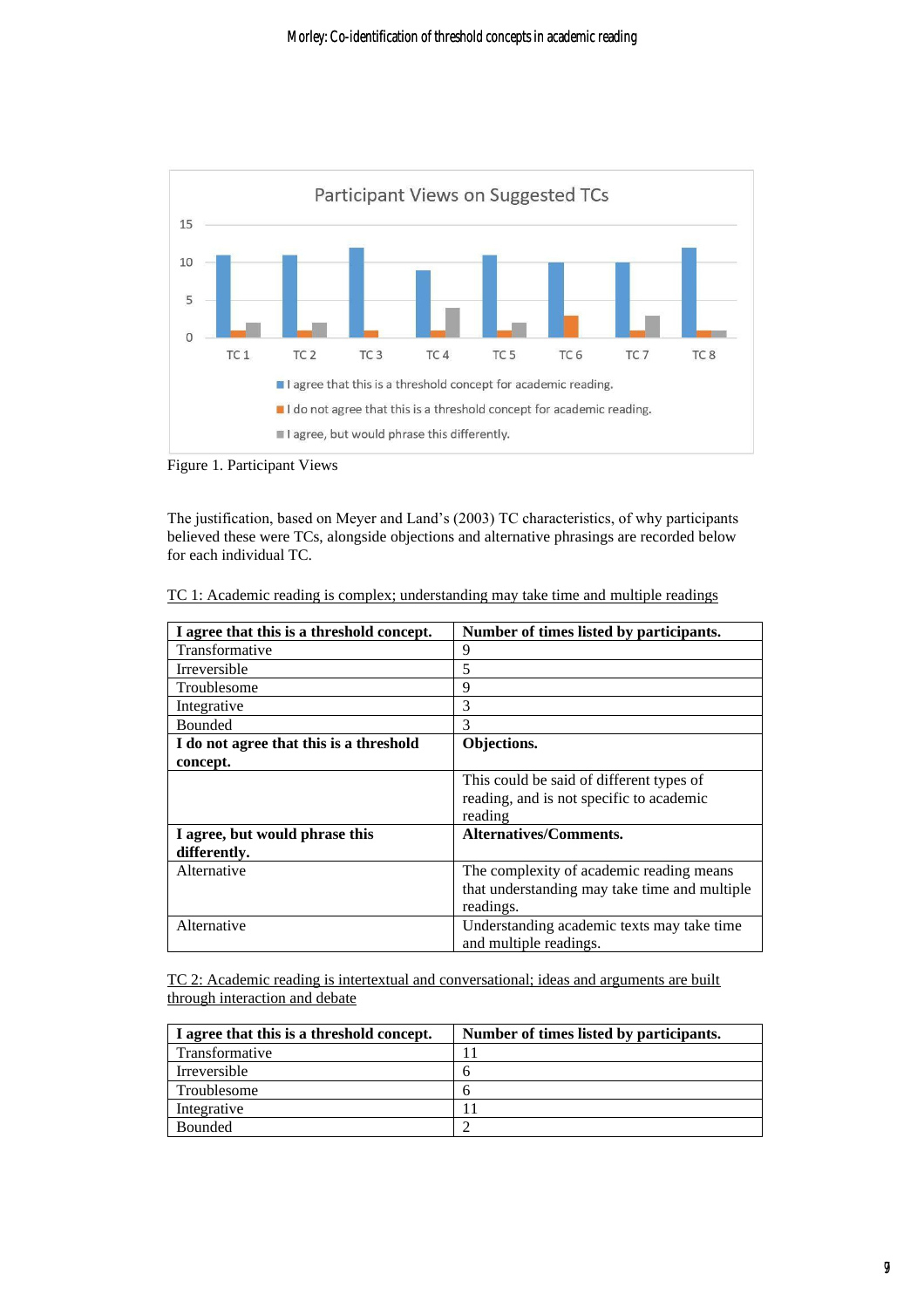Figure 1. Participant Views

The justification, based on Meyer and Land's (2003) TC characteristics, of why participants believed these were TCs, alongside objections and alternative phrasings are recorded below for each individual TC.

TC 1: Academic reading is complex; understanding may take time and multiple readings

| **I agree that this is a threshold concept.** | **Number of times listed by participants.** |
|---|---|
| Transformative | 9 |
| Irreversible | 5 |
| Troublesome | 9 |
| Integrative | 3 |
| Bounded | 3 |
| **I do not agree that this is a threshold concept.** | **Objections.** |
| | This could be said of different types of reading, and is not specific to academic reading |
| **I agree, but would phrase this differently.** | **Alternatives/Comments.** |
| Alternative | The complexity of academic reading means that understanding may take time and multiple readings. |
| Alternative | Understanding academic texts may take time and multiple readings. |

TC 2: Academic reading is intertextual and conversational; ideas and arguments are built through interaction and debate

| **I agree that this is a threshold concept.** | **Number of times listed by participants.** |
|---|---|
| Transformative | 11 |
| Irreversible | 6 |
| Troublesome | 6 |
| Integrative | 11 |
| Bounded | 2 |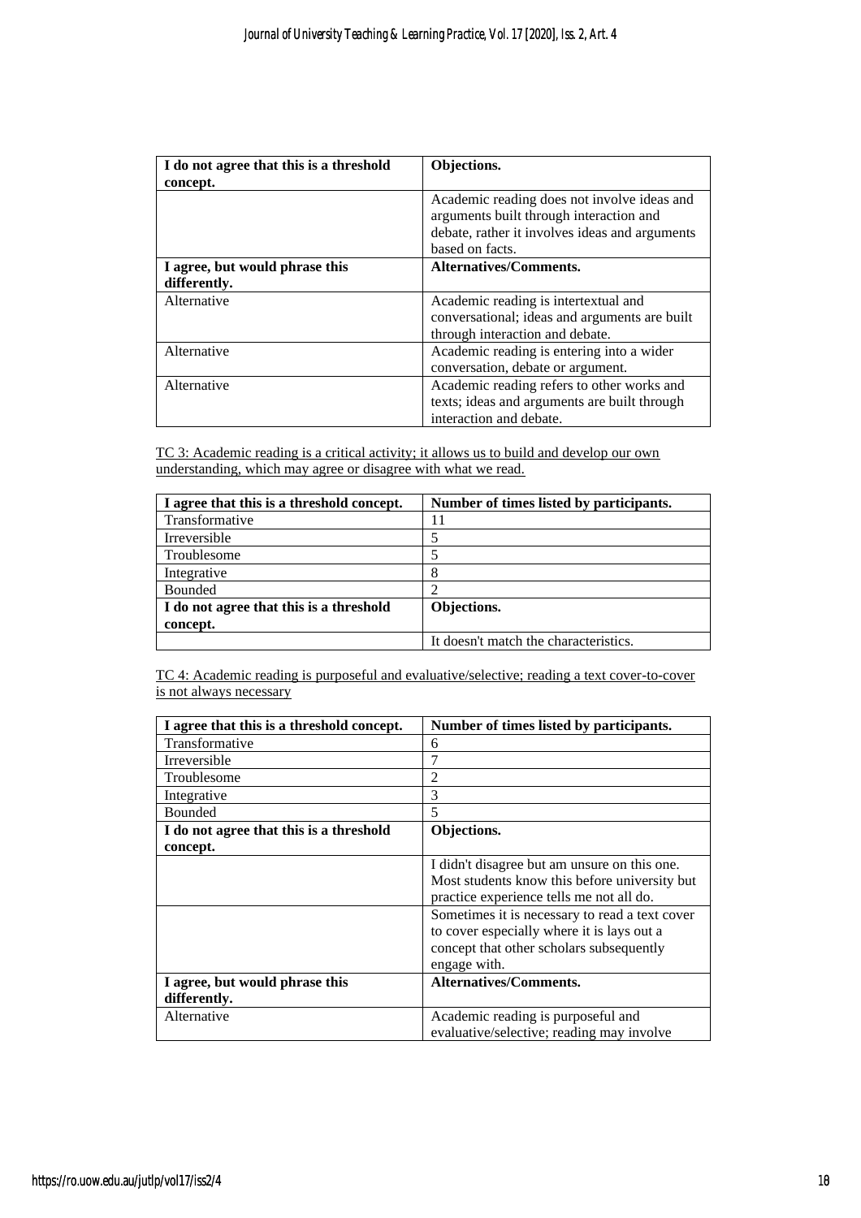| I do not agree that this is a threshold concept. | Objections. |
|---|---|
| | Academic reading does not involve ideas and arguments built through interaction and debate, rather it involves ideas and arguments based on facts. |
| **I agree, but would phrase this differently.** | **Alternatives/Comments.** |
| Alternative | Academic reading is intertextual and conversational; ideas and arguments are built through interaction and debate. |
| Alternative | Academic reading is entering into a wider conversation, debate or argument. |
| Alternative | Academic reading refers to other works and texts; ideas and arguments are built through interaction and debate. |

TC 3: Academic reading is a critical activity; it allows us to build and develop our own understanding, which may agree or disagree with what we read.

| I agree that this is a threshold concept. | Number of times listed by participants. |
|---|---|
| Transformative | 11 |
| Irreversible | 5 |
| Troublesome | 5 |
| Integrative | 8 |
| Bounded | 2 |
| **I do not agree that this is a threshold concept.** | **Objections.** |
| | It doesn't match the characteristics. |

TC 4: Academic reading is purposeful and evaluative/selective; reading a text cover-to-cover is not always necessary

| I agree that this is a threshold concept. | Number of times listed by participants. |
|---|---|
| Transformative | 6 |
| Irreversible | 7 |
| Troublesome | 2 |
| Integrative | 3 |
| Bounded | 5 |
| **I do not agree that this is a threshold concept.** | **Objections.** |
| | I didn't disagree but am unsure on this one. Most students know this before university but practice experience tells me not all do. |
| | Sometimes it is necessary to read a text cover to cover especially where it is lays out a concept that other scholars subsequently engage with. |
| **I agree, but would phrase this differently.** | **Alternatives/Comments.** |
| Alternative | Academic reading is purposeful and evaluative/selective; reading may involve |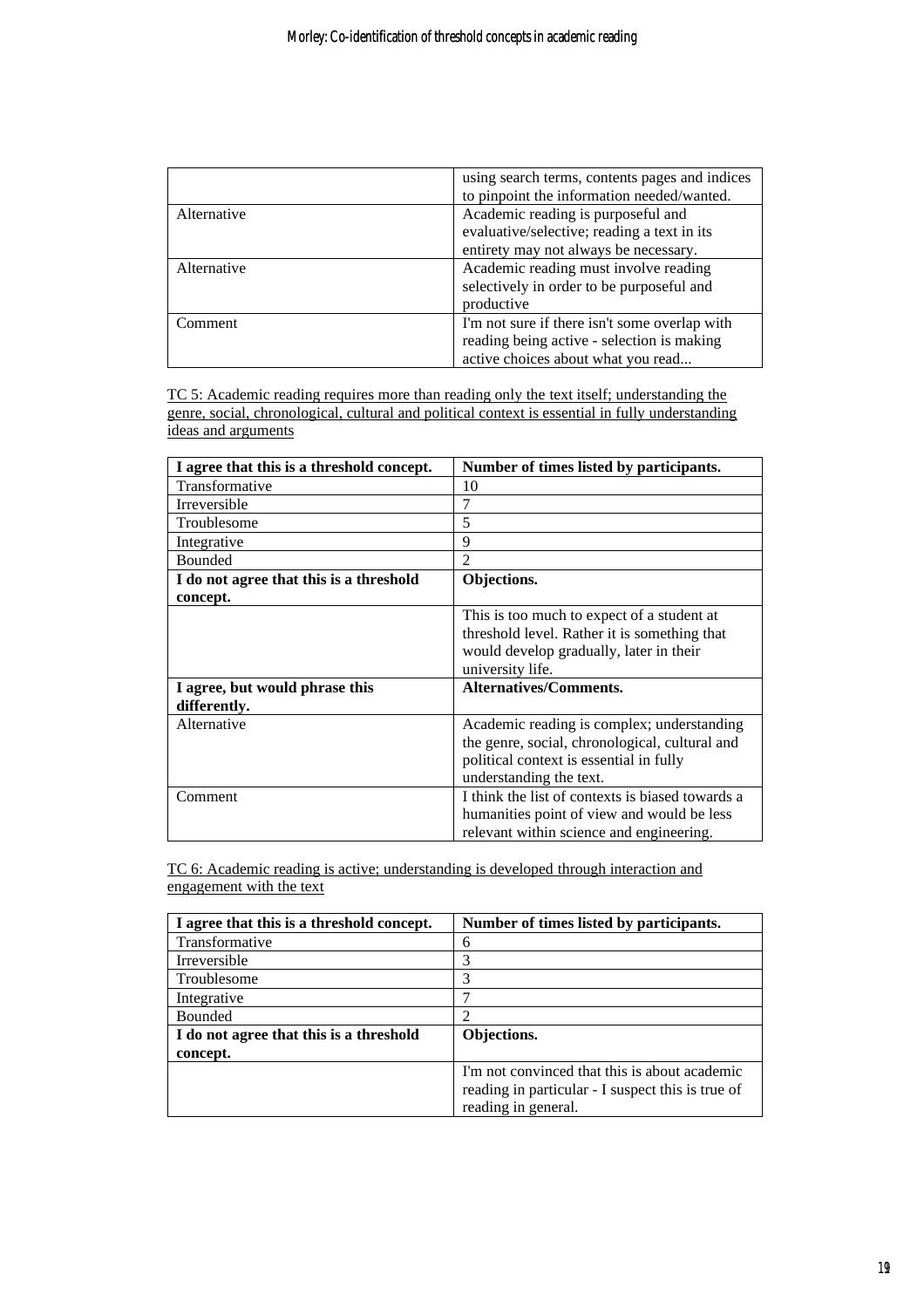| | |
|---|---|
| | using search terms, contents pages and indices to pinpoint the information needed/wanted. |
| Alternative | Academic reading is purposeful and evaluative/selective; reading a text in its entirety may not always be necessary. |
| Alternative | Academic reading must involve reading selectively in order to be purposeful and productive |
| Comment | I'm not sure if there isn't some overlap with reading being active - selection is making active choices about what you read... |

TC 5: Academic reading requires more than reading only the text itself; understanding the genre, social, chronological, cultural and political context is essential in fully understanding ideas and arguments

| **I agree that this is a threshold concept.** | **Number of times listed by participants.** |
|---|---|
| Transformative | 10 |
| Irreversible | 7 |
| Troublesome | 5 |
| Integrative | 9 |
| Bounded | 2 |
| **I do not agree that this is a threshold concept.** | **Objections.** |
| | This is too much to expect of a student at threshold level. Rather it is something that would develop gradually, later in their university life. |
| **I agree, but would phrase this differently.** | **Alternatives/Comments.** |
| Alternative | Academic reading is complex; understanding the genre, social, chronological, cultural and political context is essential in fully understanding the text. |
| Comment | I think the list of contexts is biased towards a humanities point of view and would be less relevant within science and engineering. |

TC 6: Academic reading is active; understanding is developed through interaction and engagement with the text

| **I agree that this is a threshold concept.** | **Number of times listed by participants.** |
|---|---|
| Transformative | 6 |
| Irreversible | 3 |
| Troublesome | 3 |
| Integrative | 7 |
| Bounded | 2 |
| **I do not agree that this is a threshold concept.** | **Objections.** |
| | I'm not convinced that this is about academic reading in particular - I suspect this is true of reading in general. |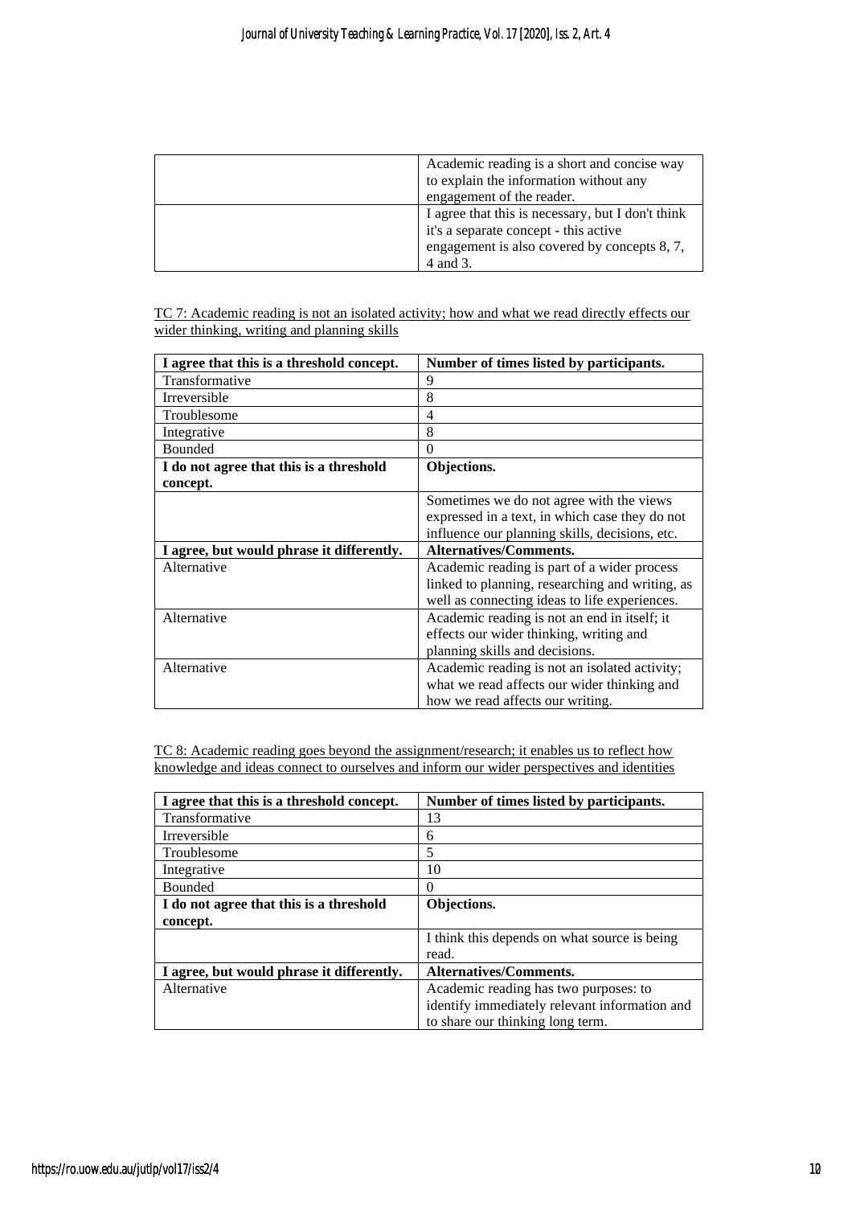| | |
|---|---|
| | Academic reading is a short and concise way to explain the information without any engagement of the reader. |
| | I agree that this is necessary, but I don't think it's a separate concept - this active engagement is also covered by concepts 8, 7, 4 and 3. |

TC 7: Academic reading is not an isolated activity; how and what we read directly effects our wider thinking, writing and planning skills

| I agree that this is a threshold concept. | Number of times listed by participants. |
|---|---|
| Transformative | 9 |
| Irreversible | 8 |
| Troublesome | 4 |
| Integrative | 8 |
| Bounded | 0 |
| **I do not agree that this is a threshold concept.** | **Objections.** |
| | Sometimes we do not agree with the views expressed in a text, in which case they do not influence our planning skills, decisions, etc. |
| **I agree, but would phrase it differently.** | **Alternatives/Comments.** |
| Alternative | Academic reading is part of a wider process linked to planning, researching and writing, as well as connecting ideas to life experiences. |
| Alternative | Academic reading is not an end in itself; it effects our wider thinking, writing and planning skills and decisions. |
| Alternative | Academic reading is not an isolated activity; what we read affects our wider thinking and how we read affects our writing. |

TC 8: Academic reading goes beyond the assignment/research; it enables us to reflect how knowledge and ideas connect to ourselves and inform our wider perspectives and identities

| I agree that this is a threshold concept. | Number of times listed by participants. |
|---|---|
| Transformative | 13 |
| Irreversible | 6 |
| Troublesome | 5 |
| Integrative | 10 |
| Bounded | 0 |
| **I do not agree that this is a threshold concept.** | **Objections.** |
| | I think this depends on what source is being read. |
| **I agree, but would phrase it differently.** | **Alternatives/Comments.** |
| Alternative | Academic reading has two purposes: to identify immediately relevant information and to share our thinking long term. |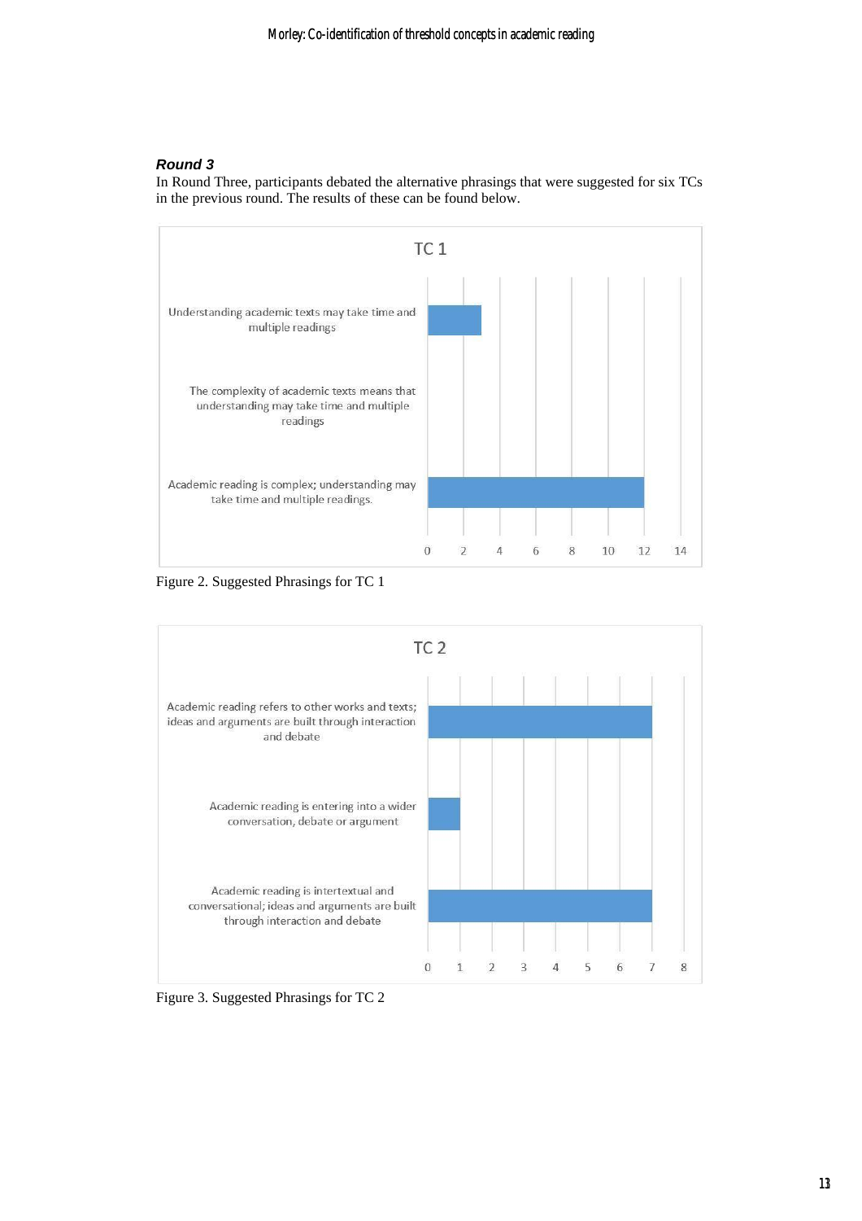### *Round 3*

In Round Three, participants debated the alternative phrasings that were suggested for six TCs in the previous round. The results of these can be found below.

| TC 1 | |
|---|---|
| Understanding academic texts may take time and multiple readings | 3 |
| The complexity of academic texts means that understanding may take time and multiple readings | 0 |
| Academic reading is complex; understanding may take time and multiple readings. | 12 |

Figure 2. Suggested Phrasings for TC 1

| TC 2 | |
|---|---|
| Academic reading refers to other works and texts; ideas and arguments are built through interaction and debate | 7 |
| Academic reading is entering into a wider conversation, debate or argument | 1 |
| Academic reading is intertextual and conversational; ideas and arguments are built through interaction and debate | 7 |

Figure 3. Suggested Phrasings for TC 2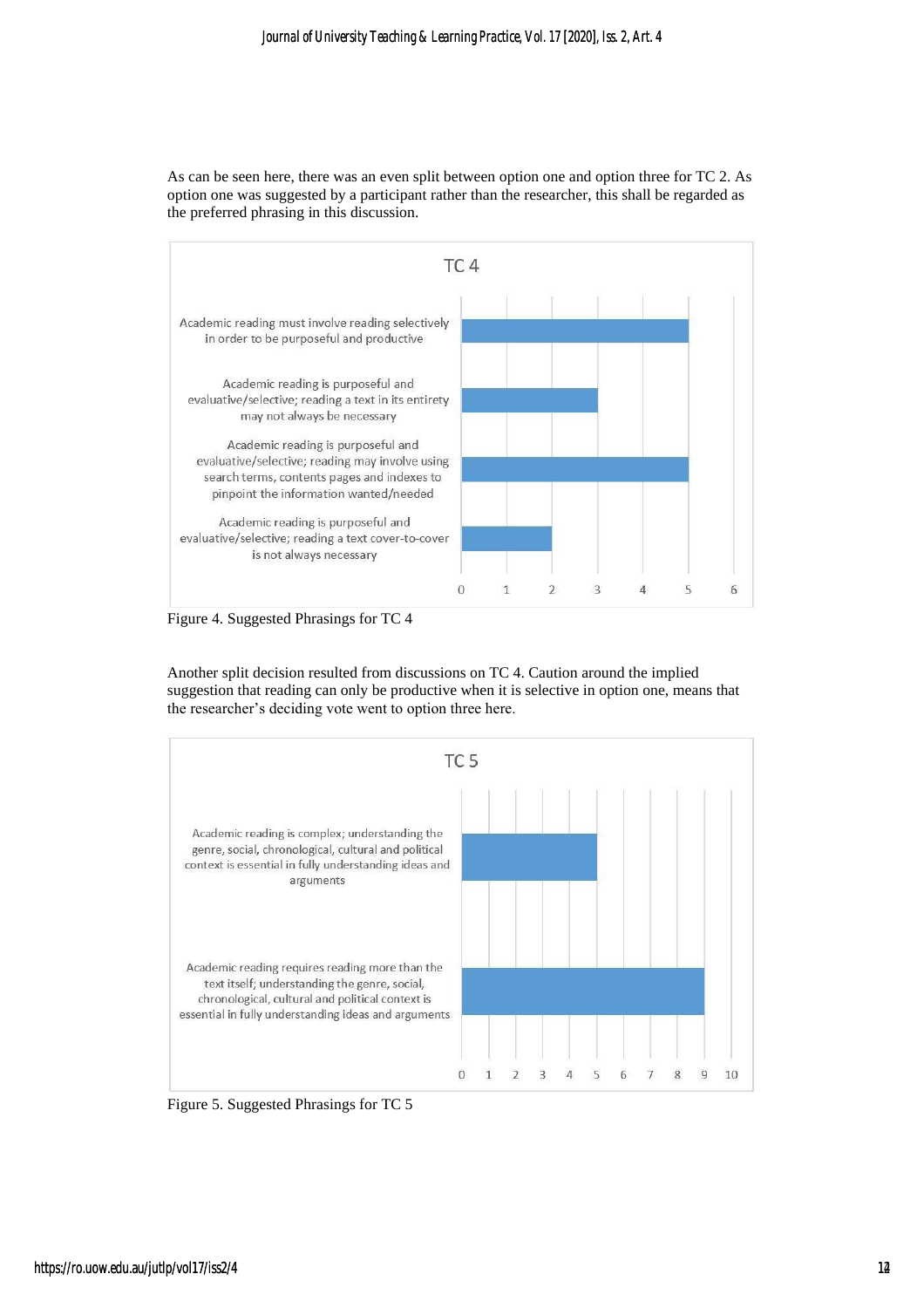As can be seen here, there was an even split between option one and option three for TC 2. As option one was suggested by a participant rather than the researcher, this shall be regarded as the preferred phrasing in this discussion.

**TC 4**

| Suggested phrasing | Votes |
| --- | --- |
| Academic reading must involve reading selectively in order to be purposeful and productive | 5 |
| Academic reading is purposeful and evaluative/selective; reading a text in its entirety may not always be necessary | 3 |
| Academic reading is purposeful and evaluative/selective; reading may involve using search terms, contents pages and indexes to pinpoint the information wanted/needed | 5 |
| Academic reading is purposeful and evaluative/selective; reading a text cover-to-cover is not always necessary | 2 |

Figure 4. Suggested Phrasings for TC 4

Another split decision resulted from discussions on TC 4. Caution around the implied suggestion that reading can only be productive when it is selective in option one, means that the researcher's deciding vote went to option three here.

**TC 5**

| Suggested phrasing | Votes |
| --- | --- |
| Academic reading is complex; understanding the genre, social, chronological, cultural and political context is essential in fully understanding ideas and arguments | 5 |
| Academic reading requires reading more than the text itself; understanding the genre, social, chronological, cultural and political context is essential in fully understanding ideas and arguments | 9 |

Figure 5. Suggested Phrasings for TC 5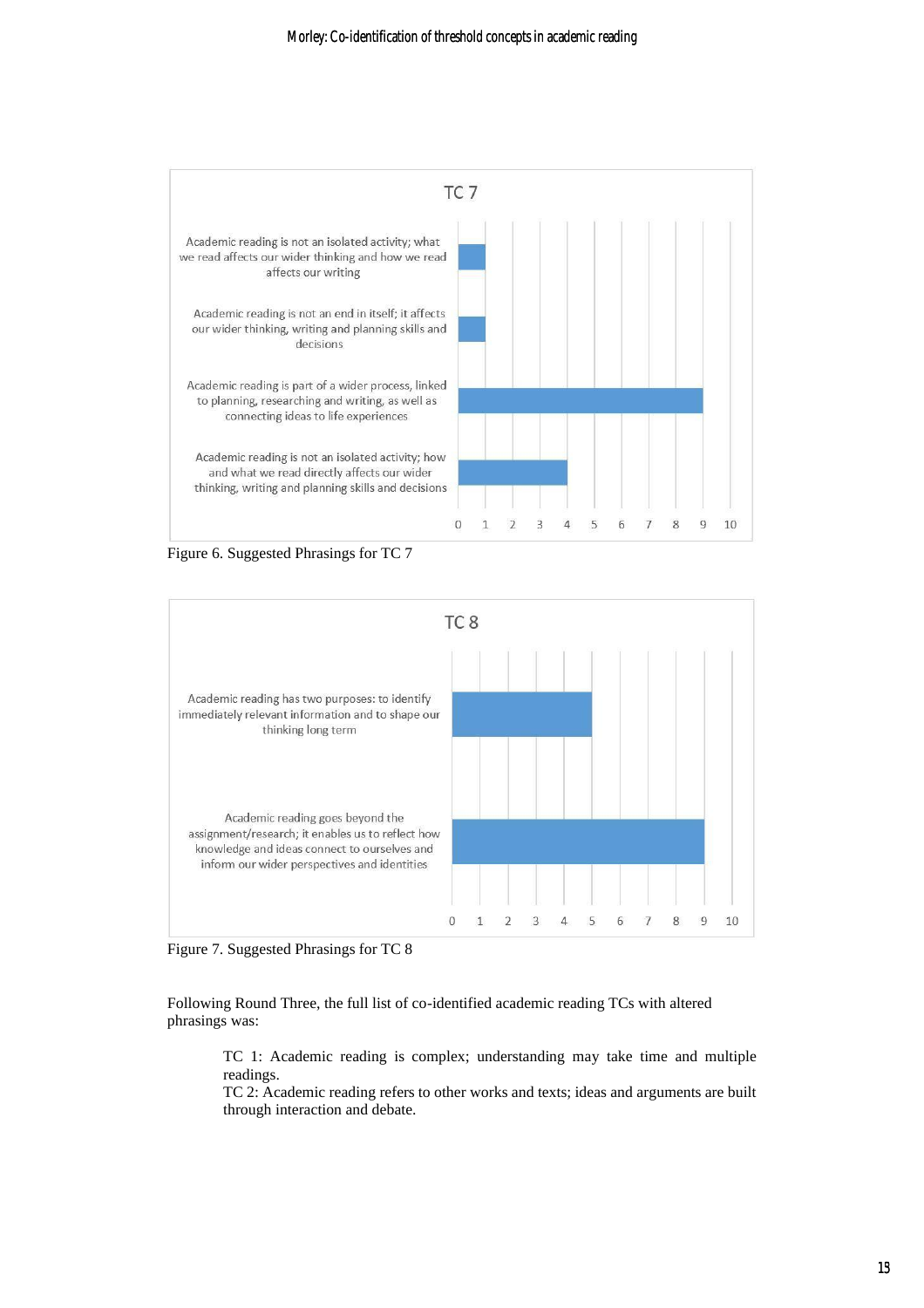Figure 6. Suggested Phrasings for TC 7

Figure 7. Suggested Phrasings for TC 8

Following Round Three, the full list of co-identified academic reading TCs with altered phrasings was:

> TC 1: Academic reading is complex; understanding may take time and multiple readings.
> TC 2: Academic reading refers to other works and texts; ideas and arguments are built through interaction and debate.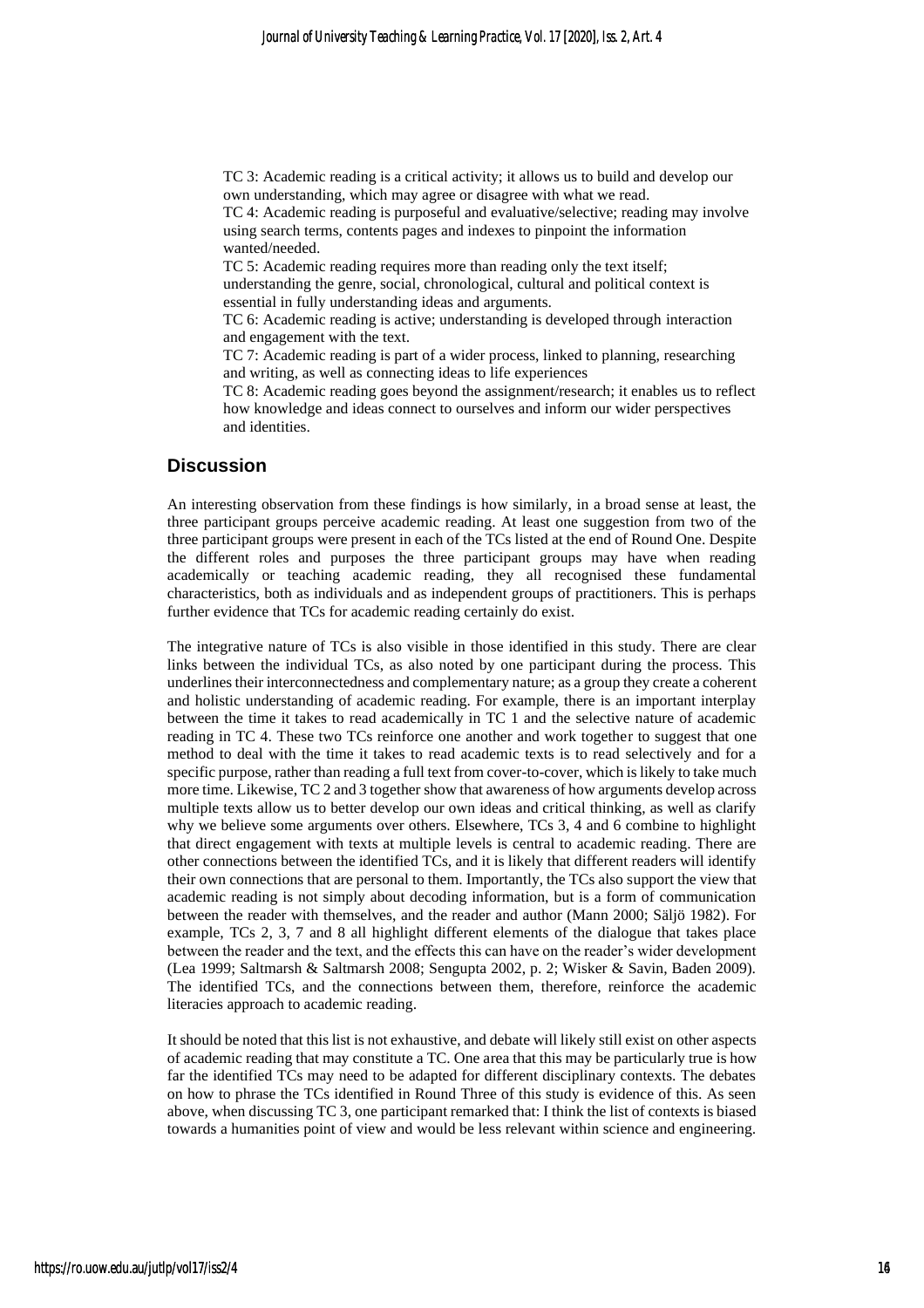TC 3: Academic reading is a critical activity; it allows us to build and develop our own understanding, which may agree or disagree with what we read.
TC 4: Academic reading is purposeful and evaluative/selective; reading may involve using search terms, contents pages and indexes to pinpoint the information wanted/needed.
TC 5: Academic reading requires more than reading only the text itself; understanding the genre, social, chronological, cultural and political context is essential in fully understanding ideas and arguments.
TC 6: Academic reading is active; understanding is developed through interaction and engagement with the text.
TC 7: Academic reading is part of a wider process, linked to planning, researching and writing, as well as connecting ideas to life experiences
TC 8: Academic reading goes beyond the assignment/research; it enables us to reflect how knowledge and ideas connect to ourselves and inform our wider perspectives and identities.

## Discussion

An interesting observation from these findings is how similarly, in a broad sense at least, the three participant groups perceive academic reading. At least one suggestion from two of the three participant groups were present in each of the TCs listed at the end of Round One. Despite the different roles and purposes the three participant groups may have when reading academically or teaching academic reading, they all recognised these fundamental characteristics, both as individuals and as independent groups of practitioners. This is perhaps further evidence that TCs for academic reading certainly do exist.

The integrative nature of TCs is also visible in those identified in this study. There are clear links between the individual TCs, as also noted by one participant during the process. This underlines their interconnectedness and complementary nature; as a group they create a coherent and holistic understanding of academic reading. For example, there is an important interplay between the time it takes to read academically in TC 1 and the selective nature of academic reading in TC 4. These two TCs reinforce one another and work together to suggest that one method to deal with the time it takes to read academic texts is to read selectively and for a specific purpose, rather than reading a full text from cover-to-cover, which is likely to take much more time. Likewise, TC 2 and 3 together show that awareness of how arguments develop across multiple texts allow us to better develop our own ideas and critical thinking, as well as clarify why we believe some arguments over others. Elsewhere, TCs 3, 4 and 6 combine to highlight that direct engagement with texts at multiple levels is central to academic reading. There are other connections between the identified TCs, and it is likely that different readers will identify their own connections that are personal to them. Importantly, the TCs also support the view that academic reading is not simply about decoding information, but is a form of communication between the reader with themselves, and the reader and author (Mann 2000; Säljö 1982). For example, TCs 2, 3, 7 and 8 all highlight different elements of the dialogue that takes place between the reader and the text, and the effects this can have on the reader's wider development (Lea 1999; Saltmarsh & Saltmarsh 2008; Sengupta 2002, p. 2; Wisker & Savin, Baden 2009). The identified TCs, and the connections between them, therefore, reinforce the academic literacies approach to academic reading.

It should be noted that this list is not exhaustive, and debate will likely still exist on other aspects of academic reading that may constitute a TC. One area that this may be particularly true is how far the identified TCs may need to be adapted for different disciplinary contexts. The debates on how to phrase the TCs identified in Round Three of this study is evidence of this. As seen above, when discussing TC 3, one participant remarked that: I think the list of contexts is biased towards a humanities point of view and would be less relevant within science and engineering.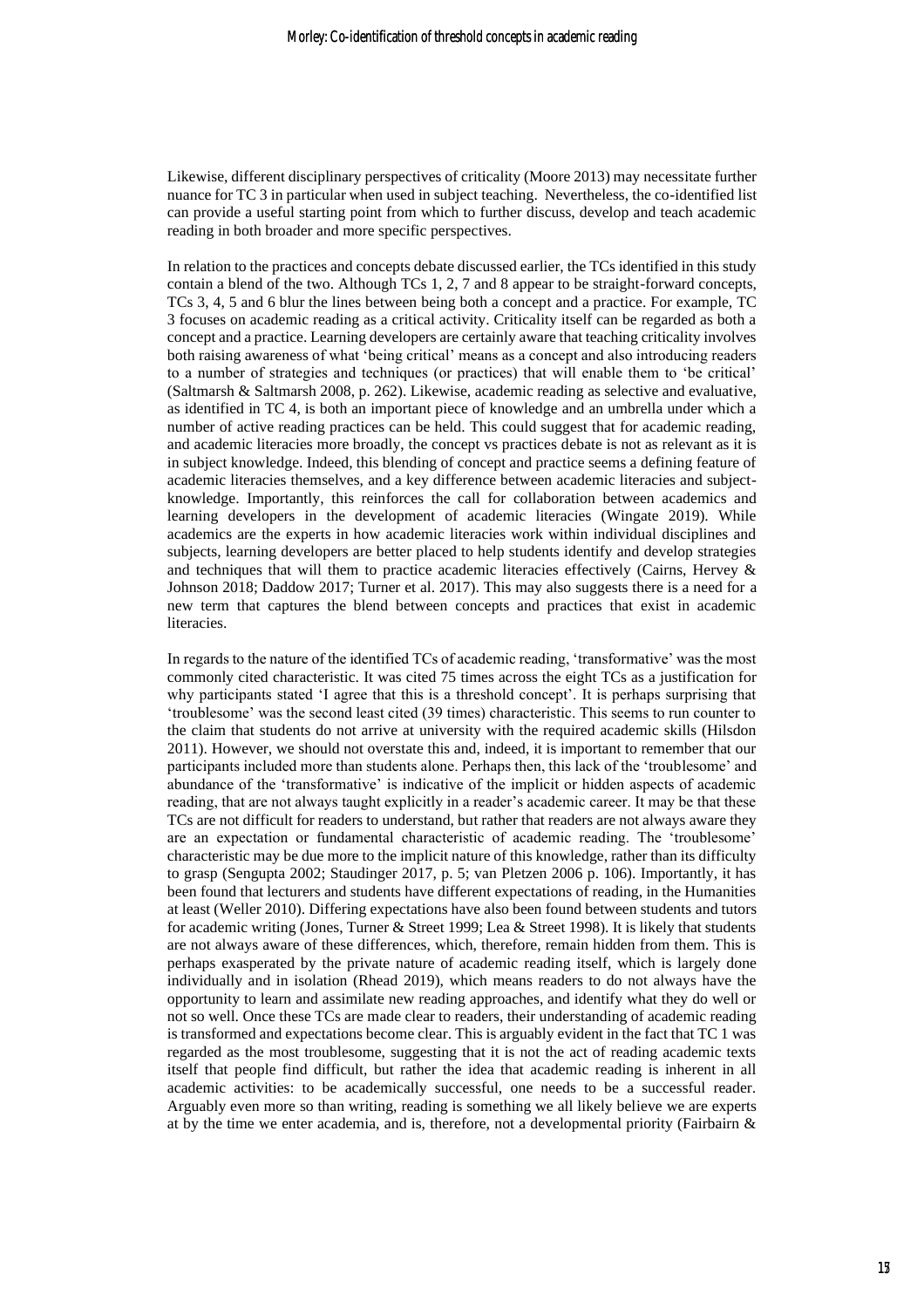Likewise, different disciplinary perspectives of criticality (Moore 2013) may necessitate further nuance for TC 3 in particular when used in subject teaching. Nevertheless, the co-identified list can provide a useful starting point from which to further discuss, develop and teach academic reading in both broader and more specific perspectives.

In relation to the practices and concepts debate discussed earlier, the TCs identified in this study contain a blend of the two. Although TCs 1, 2, 7 and 8 appear to be straight-forward concepts, TCs 3, 4, 5 and 6 blur the lines between being both a concept and a practice. For example, TC 3 focuses on academic reading as a critical activity. Criticality itself can be regarded as both a concept and a practice. Learning developers are certainly aware that teaching criticality involves both raising awareness of what 'being critical' means as a concept and also introducing readers to a number of strategies and techniques (or practices) that will enable them to 'be critical' (Saltmarsh & Saltmarsh 2008, p. 262). Likewise, academic reading as selective and evaluative, as identified in TC 4, is both an important piece of knowledge and an umbrella under which a number of active reading practices can be held. This could suggest that for academic reading, and academic literacies more broadly, the concept vs practices debate is not as relevant as it is in subject knowledge. Indeed, this blending of concept and practice seems a defining feature of academic literacies themselves, and a key difference between academic literacies and subject-knowledge. Importantly, this reinforces the call for collaboration between academics and learning developers in the development of academic literacies (Wingate 2019). While academics are the experts in how academic literacies work within individual disciplines and subjects, learning developers are better placed to help students identify and develop strategies and techniques that will them to practice academic literacies effectively (Cairns, Hervey & Johnson 2018; Daddow 2017; Turner et al. 2017). This may also suggests there is a need for a new term that captures the blend between concepts and practices that exist in academic literacies.

In regards to the nature of the identified TCs of academic reading, 'transformative' was the most commonly cited characteristic. It was cited 75 times across the eight TCs as a justification for why participants stated 'I agree that this is a threshold concept'. It is perhaps surprising that 'troublesome' was the second least cited (39 times) characteristic. This seems to run counter to the claim that students do not arrive at university with the required academic skills (Hilsdon 2011). However, we should not overstate this and, indeed, it is important to remember that our participants included more than students alone. Perhaps then, this lack of the 'troublesome' and abundance of the 'transformative' is indicative of the implicit or hidden aspects of academic reading, that are not always taught explicitly in a reader's academic career. It may be that these TCs are not difficult for readers to understand, but rather that readers are not always aware they are an expectation or fundamental characteristic of academic reading. The 'troublesome' characteristic may be due more to the implicit nature of this knowledge, rather than its difficulty to grasp (Sengupta 2002; Staudinger 2017, p. 5; van Pletzen 2006 p. 106). Importantly, it has been found that lecturers and students have different expectations of reading, in the Humanities at least (Weller 2010). Differing expectations have also been found between students and tutors for academic writing (Jones, Turner & Street 1999; Lea & Street 1998). It is likely that students are not always aware of these differences, which, therefore, remain hidden from them. This is perhaps exasperated by the private nature of academic reading itself, which is largely done individually and in isolation (Rhead 2019), which means readers to do not always have the opportunity to learn and assimilate new reading approaches, and identify what they do well or not so well. Once these TCs are made clear to readers, their understanding of academic reading is transformed and expectations become clear. This is arguably evident in the fact that TC 1 was regarded as the most troublesome, suggesting that it is not the act of reading academic texts itself that people find difficult, but rather the idea that academic reading is inherent in all academic activities: to be academically successful, one needs to be a successful reader. Arguably even more so than writing, reading is something we all likely believe we are experts at by the time we enter academia, and is, therefore, not a developmental priority (Fairbairn &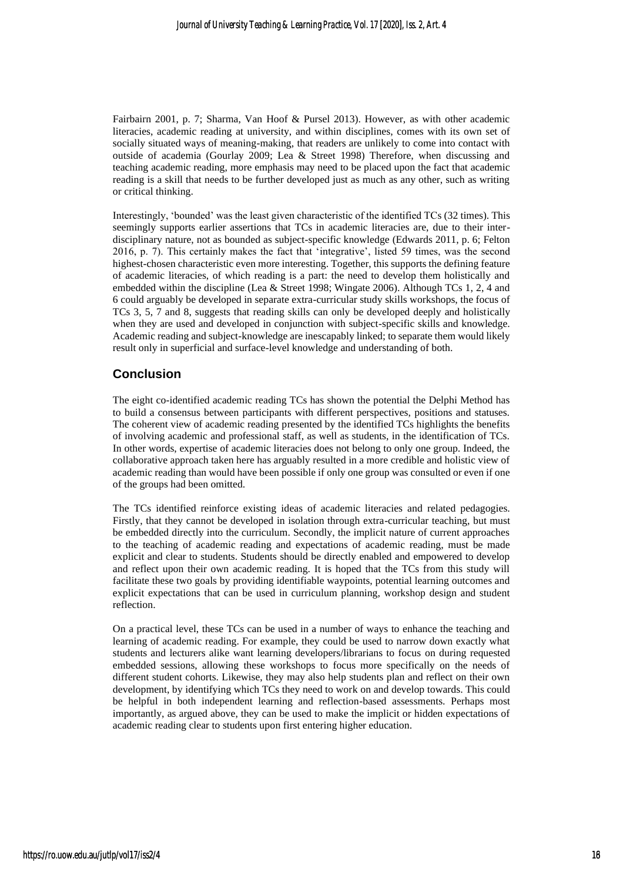Fairbairn 2001, p. 7; Sharma, Van Hoof & Pursel 2013). However, as with other academic literacies, academic reading at university, and within disciplines, comes with its own set of socially situated ways of meaning-making, that readers are unlikely to come into contact with outside of academia (Gourlay 2009; Lea & Street 1998) Therefore, when discussing and teaching academic reading, more emphasis may need to be placed upon the fact that academic reading is a skill that needs to be further developed just as much as any other, such as writing or critical thinking.

Interestingly, 'bounded' was the least given characteristic of the identified TCs (32 times). This seemingly supports earlier assertions that TCs in academic literacies are, due to their inter-disciplinary nature, not as bounded as subject-specific knowledge (Edwards 2011, p. 6; Felton 2016, p. 7). This certainly makes the fact that 'integrative', listed 59 times, was the second highest-chosen characteristic even more interesting. Together, this supports the defining feature of academic literacies, of which reading is a part: the need to develop them holistically and embedded within the discipline (Lea & Street 1998; Wingate 2006). Although TCs 1, 2, 4 and 6 could arguably be developed in separate extra-curricular study skills workshops, the focus of TCs 3, 5, 7 and 8, suggests that reading skills can only be developed deeply and holistically when they are used and developed in conjunction with subject-specific skills and knowledge. Academic reading and subject-knowledge are inescapably linked; to separate them would likely result only in superficial and surface-level knowledge and understanding of both.

## Conclusion

The eight co-identified academic reading TCs has shown the potential the Delphi Method has to build a consensus between participants with different perspectives, positions and statuses. The coherent view of academic reading presented by the identified TCs highlights the benefits of involving academic and professional staff, as well as students, in the identification of TCs. In other words, expertise of academic literacies does not belong to only one group. Indeed, the collaborative approach taken here has arguably resulted in a more credible and holistic view of academic reading than would have been possible if only one group was consulted or even if one of the groups had been omitted.

The TCs identified reinforce existing ideas of academic literacies and related pedagogies. Firstly, that they cannot be developed in isolation through extra-curricular teaching, but must be embedded directly into the curriculum. Secondly, the implicit nature of current approaches to the teaching of academic reading and expectations of academic reading, must be made explicit and clear to students. Students should be directly enabled and empowered to develop and reflect upon their own academic reading. It is hoped that the TCs from this study will facilitate these two goals by providing identifiable waypoints, potential learning outcomes and explicit expectations that can be used in curriculum planning, workshop design and student reflection.

On a practical level, these TCs can be used in a number of ways to enhance the teaching and learning of academic reading. For example, they could be used to narrow down exactly what students and lecturers alike want learning developers/librarians to focus on during requested embedded sessions, allowing these workshops to focus more specifically on the needs of different student cohorts. Likewise, they may also help students plan and reflect on their own development, by identifying which TCs they need to work on and develop towards. This could be helpful in both independent learning and reflection-based assessments. Perhaps most importantly, as argued above, they can be used to make the implicit or hidden expectations of academic reading clear to students upon first entering higher education.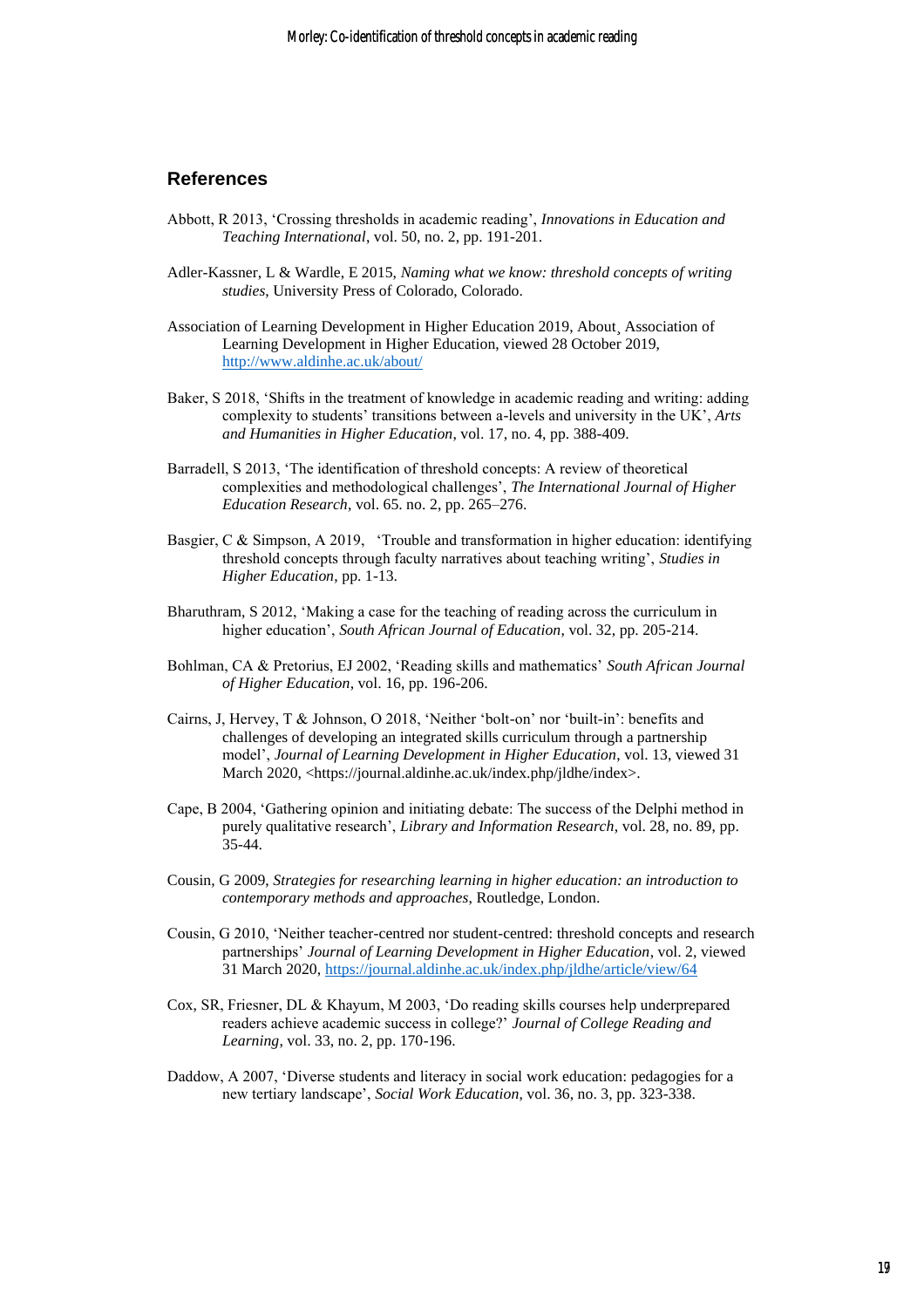## References

Abbott, R 2013, 'Crossing thresholds in academic reading', *Innovations in Education and Teaching International*, vol. 50, no. 2, pp. 191-201.

Adler-Kassner, L & Wardle, E 2015, *Naming what we know: threshold concepts of writing studies*, University Press of Colorado, Colorado.

Association of Learning Development in Higher Education 2019, About¸ Association of Learning Development in Higher Education, viewed 28 October 2019, http://www.aldinhe.ac.uk/about/

Baker, S 2018, 'Shifts in the treatment of knowledge in academic reading and writing: adding complexity to students' transitions between a-levels and university in the UK', *Arts and Humanities in Higher Education*, vol. 17, no. 4, pp. 388-409.

Barradell, S 2013, 'The identification of threshold concepts: A review of theoretical complexities and methodological challenges', *The International Journal of Higher Education Research*, vol. 65. no. 2, pp. 265–276.

Basgier, C & Simpson, A 2019, 'Trouble and transformation in higher education: identifying threshold concepts through faculty narratives about teaching writing', *Studies in Higher Education*, pp. 1-13.

Bharuthram, S 2012, 'Making a case for the teaching of reading across the curriculum in higher education', *South African Journal of Education*, vol. 32, pp. 205-214.

Bohlman, CA & Pretorius, EJ 2002, 'Reading skills and mathematics' *South African Journal of Higher Education*, vol. 16, pp. 196-206.

Cairns, J, Hervey, T & Johnson, O 2018, 'Neither 'bolt-on' nor 'built-in': benefits and challenges of developing an integrated skills curriculum through a partnership model', *Journal of Learning Development in Higher Education*, vol. 13, viewed 31 March 2020, <https://journal.aldinhe.ac.uk/index.php/jldhe/index>.

Cape, B 2004, 'Gathering opinion and initiating debate: The success of the Delphi method in purely qualitative research', *Library and Information Research*, vol. 28, no. 89, pp. 35-44.

Cousin, G 2009, *Strategies for researching learning in higher education: an introduction to contemporary methods and approaches*, Routledge, London.

Cousin, G 2010, 'Neither teacher-centred nor student-centred: threshold concepts and research partnerships' *Journal of Learning Development in Higher Education*, vol. 2, viewed 31 March 2020, https://journal.aldinhe.ac.uk/index.php/jldhe/article/view/64

Cox, SR, Friesner, DL & Khayum, M 2003, 'Do reading skills courses help underprepared readers achieve academic success in college?' *Journal of College Reading and Learning*, vol. 33, no. 2, pp. 170-196.

Daddow, A 2007, 'Diverse students and literacy in social work education: pedagogies for a new tertiary landscape', *Social Work Education*, vol. 36, no. 3, pp. 323-338.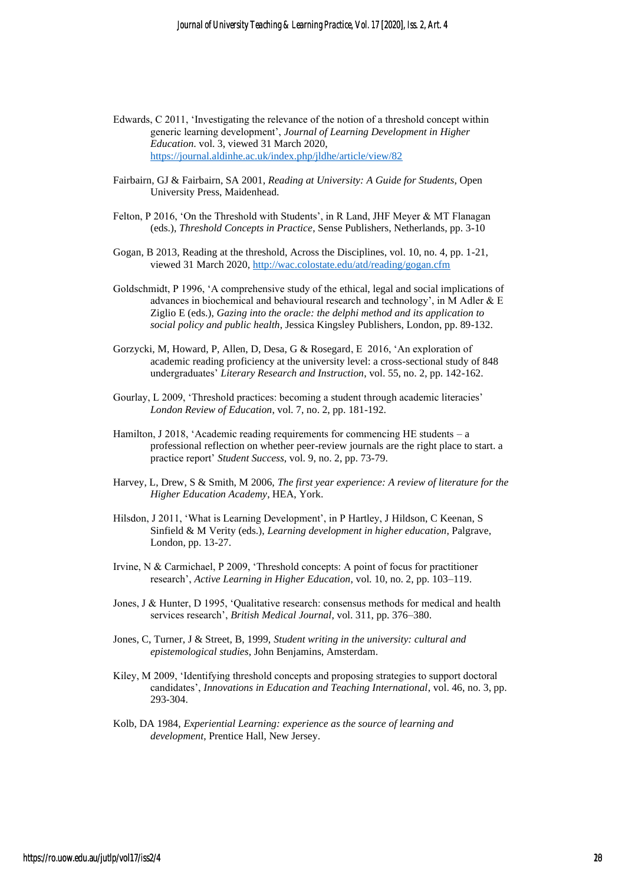Edwards, C 2011, 'Investigating the relevance of the notion of a threshold concept within generic learning development', *Journal of Learning Development in Higher Education*. vol. 3, viewed 31 March 2020, https://journal.aldinhe.ac.uk/index.php/jldhe/article/view/82

Fairbairn, GJ & Fairbairn, SA 2001, *Reading at University: A Guide for Students*, Open University Press, Maidenhead.

Felton, P 2016, 'On the Threshold with Students', in R Land, JHF Meyer & MT Flanagan (eds.), *Threshold Concepts in Practice*, Sense Publishers, Netherlands, pp. 3-10

Gogan, B 2013, Reading at the threshold, Across the Disciplines, vol. 10, no. 4, pp. 1-21, viewed 31 March 2020, http://wac.colostate.edu/atd/reading/gogan.cfm

Goldschmidt, P 1996, 'A comprehensive study of the ethical, legal and social implications of advances in biochemical and behavioural research and technology', in M Adler & E Ziglio E (eds.), *Gazing into the oracle: the delphi method and its application to social policy and public health*, Jessica Kingsley Publishers, London, pp. 89-132.

Gorzycki, M, Howard, P, Allen, D, Desa, G & Rosegard, E 2016, 'An exploration of academic reading proficiency at the university level: a cross-sectional study of 848 undergraduates' *Literary Research and Instruction*, vol. 55, no. 2, pp. 142-162.

Gourlay, L 2009, 'Threshold practices: becoming a student through academic literacies' *London Review of Education*, vol. 7, no. 2, pp. 181-192.

Hamilton, J 2018, 'Academic reading requirements for commencing HE students – a professional reflection on whether peer-review journals are the right place to start. a practice report' *Student Success*, vol. 9, no. 2, pp. 73-79.

Harvey, L, Drew, S & Smith, M 2006, *The first year experience: A review of literature for the Higher Education Academy*, HEA, York.

Hilsdon, J 2011, 'What is Learning Development', in P Hartley, J Hildson, C Keenan, S Sinfield & M Verity (eds.), *Learning development in higher education*, Palgrave, London, pp. 13-27.

Irvine, N & Carmichael, P 2009, 'Threshold concepts: A point of focus for practitioner research', *Active Learning in Higher Education*, vol. 10, no. 2, pp. 103–119.

Jones, J & Hunter, D 1995, 'Qualitative research: consensus methods for medical and health services research', *British Medical Journal*, vol. 311, pp. 376–380.

Jones, C, Turner, J & Street, B, 1999, *Student writing in the university: cultural and epistemological studies*, John Benjamins, Amsterdam.

Kiley, M 2009, 'Identifying threshold concepts and proposing strategies to support doctoral candidates', *Innovations in Education and Teaching International*, vol. 46, no. 3, pp. 293-304.

Kolb, DA 1984, *Experiential Learning: experience as the source of learning and development*, Prentice Hall, New Jersey.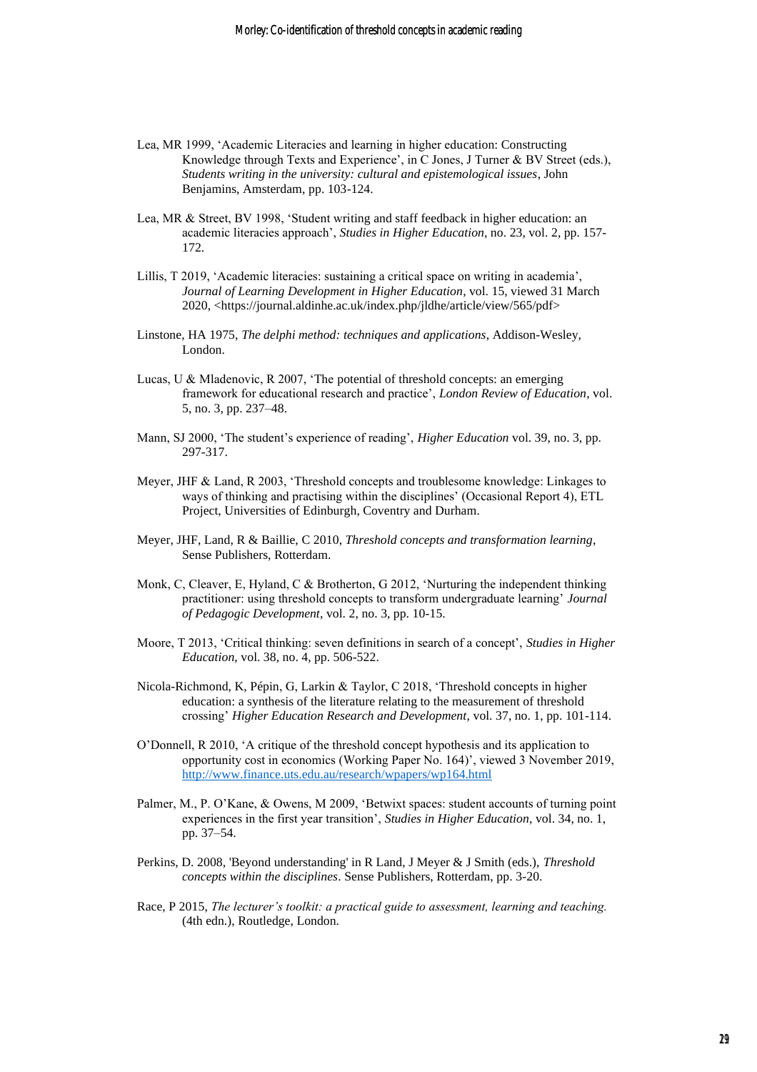Lea, MR 1999, 'Academic Literacies and learning in higher education: Constructing Knowledge through Texts and Experience', in C Jones, J Turner & BV Street (eds.), *Students writing in the university: cultural and epistemological issues*, John Benjamins, Amsterdam, pp. 103-124.

Lea, MR & Street, BV 1998, 'Student writing and staff feedback in higher education: an academic literacies approach', *Studies in Higher Education*, no. 23, vol. 2, pp. 157-172.

Lillis, T 2019, 'Academic literacies: sustaining a critical space on writing in academia', *Journal of Learning Development in Higher Education*, vol. 15, viewed 31 March 2020, <https://journal.aldinhe.ac.uk/index.php/jldhe/article/view/565/pdf>

Linstone, HA 1975, *The delphi method: techniques and applications*, Addison-Wesley, London.

Lucas, U & Mladenovic, R 2007, 'The potential of threshold concepts: an emerging framework for educational research and practice', *London Review of Education*, vol. 5, no. 3, pp. 237–48.

Mann, SJ 2000, 'The student's experience of reading', *Higher Education* vol. 39, no. 3, pp. 297-317.

Meyer, JHF & Land, R 2003, 'Threshold concepts and troublesome knowledge: Linkages to ways of thinking and practising within the disciplines' (Occasional Report 4), ETL Project, Universities of Edinburgh, Coventry and Durham.

Meyer, JHF, Land, R & Baillie, C 2010, *Threshold concepts and transformation learning*, Sense Publishers, Rotterdam.

Monk, C, Cleaver, E, Hyland, C & Brotherton, G 2012, 'Nurturing the independent thinking practitioner: using threshold concepts to transform undergraduate learning' *Journal of Pedagogic Development*, vol. 2, no. 3, pp. 10-15.

Moore, T 2013, 'Critical thinking: seven definitions in search of a concept', *Studies in Higher Education*, vol. 38, no. 4, pp. 506-522.

Nicola-Richmond, K, Pépin, G, Larkin & Taylor, C 2018, 'Threshold concepts in higher education: a synthesis of the literature relating to the measurement of threshold crossing' *Higher Education Research and Development*, vol. 37, no. 1, pp. 101-114.

O'Donnell, R 2010, 'A critique of the threshold concept hypothesis and its application to opportunity cost in economics (Working Paper No. 164)', viewed 3 November 2019, http://www.finance.uts.edu.au/research/wpapers/wp164.html

Palmer, M., P. O'Kane, & Owens, M 2009, 'Betwixt spaces: student accounts of turning point experiences in the first year transition', *Studies in Higher Education*, vol. 34, no. 1, pp. 37–54.

Perkins, D. 2008, 'Beyond understanding' in R Land, J Meyer & J Smith (eds.), *Threshold concepts within the disciplines*. Sense Publishers, Rotterdam, pp. 3-20.

Race, P 2015, *The lecturer's toolkit: a practical guide to assessment, learning and teaching.* (4th edn.), Routledge, London.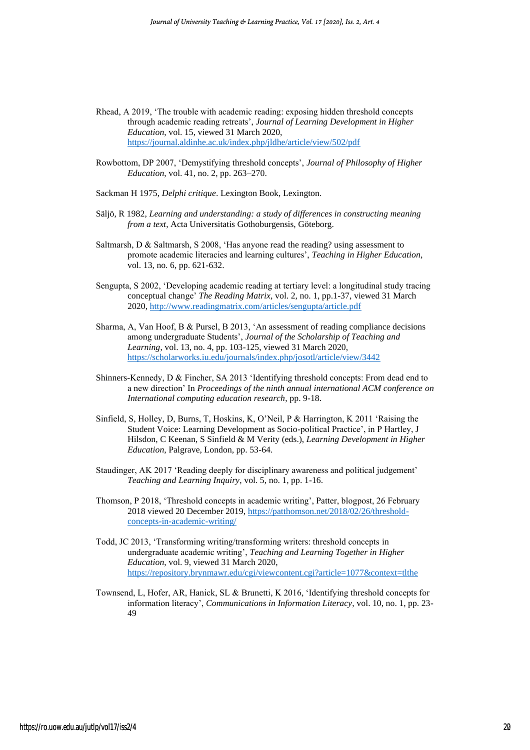Rhead, A 2019, 'The trouble with academic reading: exposing hidden threshold concepts through academic reading retreats', *Journal of Learning Development in Higher Education*, vol. 15, viewed 31 March 2020, https://journal.aldinhe.ac.uk/index.php/jldhe/article/view/502/pdf

Rowbottom, DP 2007, 'Demystifying threshold concepts', *Journal of Philosophy of Higher Education*, vol. 41, no. 2, pp. 263–270.

Sackman H 1975, *Delphi critique*. Lexington Book, Lexington.

Säljö, R 1982, *Learning and understanding: a study of differences in constructing meaning from a text*, Acta Universitatis Gothoburgensis, Göteborg.

Saltmarsh, D & Saltmarsh, S 2008, 'Has anyone read the reading? using assessment to promote academic literacies and learning cultures', *Teaching in Higher Education*, vol. 13, no. 6, pp. 621-632.

Sengupta, S 2002, 'Developing academic reading at tertiary level: a longitudinal study tracing conceptual change' *The Reading Matrix*, vol. 2, no. 1, pp.1-37, viewed 31 March 2020, http://www.readingmatrix.com/articles/sengupta/article.pdf

Sharma, A, Van Hoof, B & Pursel, B 2013, 'An assessment of reading compliance decisions among undergraduate Students', *Journal of the Scholarship of Teaching and Learning*, vol. 13, no. 4, pp. 103-125, viewed 31 March 2020, https://scholarworks.iu.edu/journals/index.php/josotl/article/view/3442

Shinners-Kennedy, D & Fincher, SA 2013 'Identifying threshold concepts: From dead end to a new direction' In *Proceedings of the ninth annual international ACM conference on International computing education research*, pp. 9-18.

Sinfield, S, Holley, D, Burns, T, Hoskins, K, O'Neil, P & Harrington, K 2011 'Raising the Student Voice: Learning Development as Socio-political Practice', in P Hartley, J Hilsdon, C Keenan, S Sinfield & M Verity (eds.), *Learning Development in Higher Education*, Palgrave, London, pp. 53-64.

Staudinger, AK 2017 'Reading deeply for disciplinary awareness and political judgement' *Teaching and Learning Inquiry*, vol. 5, no. 1, pp. 1-16.

Thomson, P 2018, 'Threshold concepts in academic writing', Patter, blogpost, 26 February 2018 viewed 20 December 2019, https://patthomson.net/2018/02/26/threshold-concepts-in-academic-writing/

Todd, JC 2013, 'Transforming writing/transforming writers: threshold concepts in undergraduate academic writing', *Teaching and Learning Together in Higher Education*, vol. 9, viewed 31 March 2020, https://repository.brynmawr.edu/cgi/viewcontent.cgi?article=1077&context=tlthe

Townsend, L, Hofer, AR, Hanick, SL & Brunetti, K 2016, 'Identifying threshold concepts for information literacy', *Communications in Information Literacy*, vol. 10, no. 1, pp. 23-49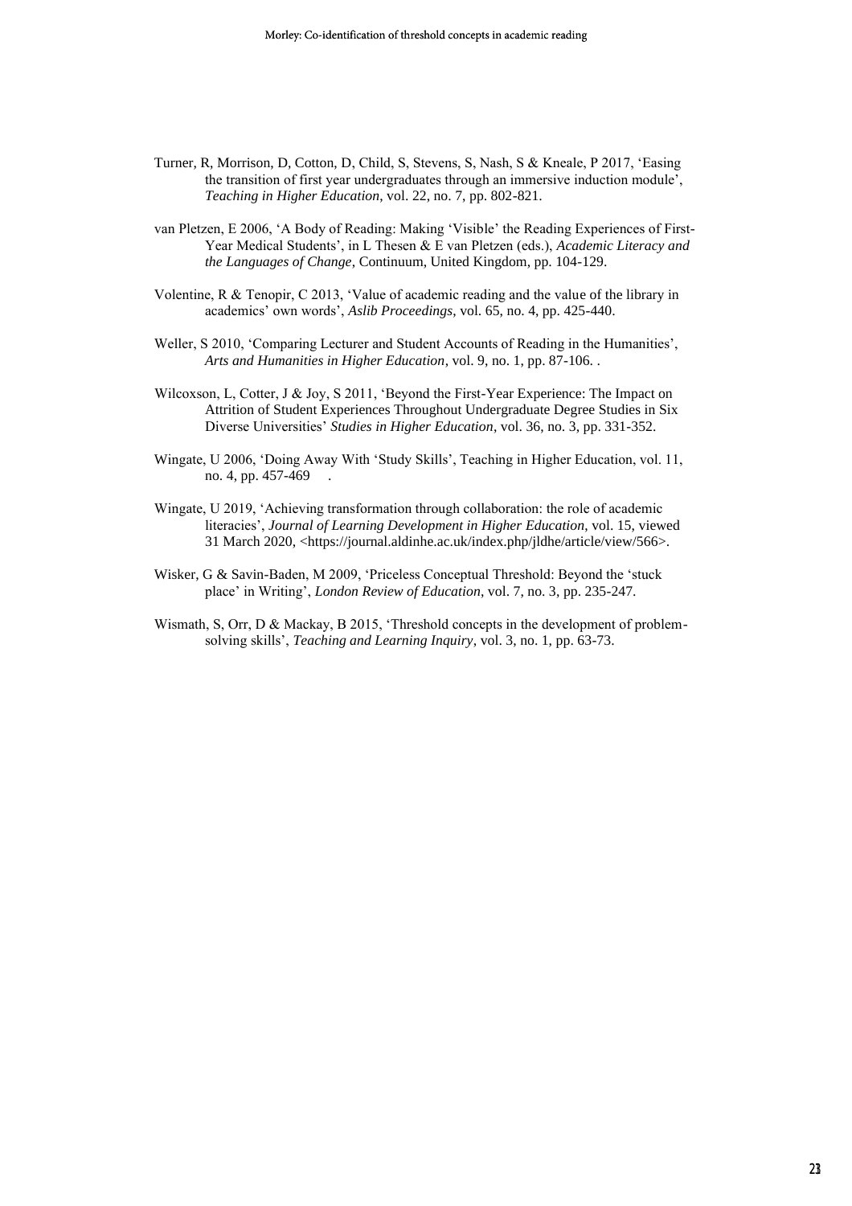Turner, R, Morrison, D, Cotton, D, Child, S, Stevens, S, Nash, S & Kneale, P 2017, 'Easing the transition of first year undergraduates through an immersive induction module', *Teaching in Higher Education*, vol. 22, no. 7, pp. 802-821.

van Pletzen, E 2006, 'A Body of Reading: Making 'Visible' the Reading Experiences of First-Year Medical Students', in L Thesen & E van Pletzen (eds.), *Academic Literacy and the Languages of Change*, Continuum, United Kingdom, pp. 104-129.

Volentine, R & Tenopir, C 2013, 'Value of academic reading and the value of the library in academics' own words', *Aslib Proceedings*, vol. 65, no. 4, pp. 425-440.

Weller, S 2010, 'Comparing Lecturer and Student Accounts of Reading in the Humanities', *Arts and Humanities in Higher Education*, vol. 9, no. 1, pp. 87-106. .

Wilcoxson, L, Cotter, J & Joy, S 2011, 'Beyond the First-Year Experience: The Impact on Attrition of Student Experiences Throughout Undergraduate Degree Studies in Six Diverse Universities' *Studies in Higher Education*, vol. 36, no. 3, pp. 331-352.

Wingate, U 2006, 'Doing Away With 'Study Skills', Teaching in Higher Education, vol. 11, no. 4, pp. 457-469 .

Wingate, U 2019, 'Achieving transformation through collaboration: the role of academic literacies', *Journal of Learning Development in Higher Education*, vol. 15, viewed 31 March 2020, <https://journal.aldinhe.ac.uk/index.php/jldhe/article/view/566>.

Wisker, G & Savin-Baden, M 2009, 'Priceless Conceptual Threshold: Beyond the 'stuck place' in Writing', *London Review of Education*, vol. 7, no. 3, pp. 235-247.

Wismath, S, Orr, D & Mackay, B 2015, 'Threshold concepts in the development of problem-solving skills', *Teaching and Learning Inquiry*, vol. 3, no. 1, pp. 63-73.